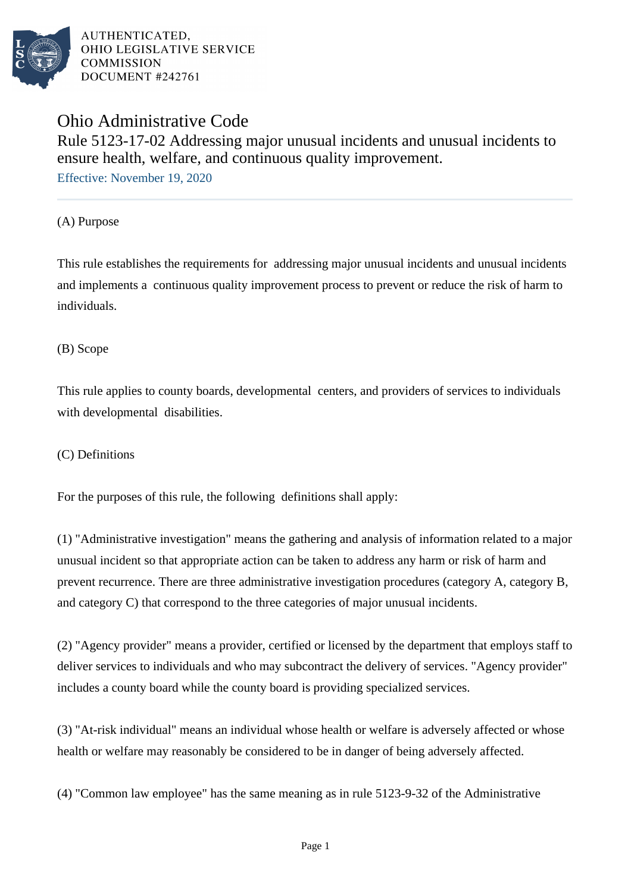AUTHENTICATED,
OHIO LEGISLATIVE SERVICE
COMMISSION
DOCUMENT #242761

# Ohio Administrative Code

## Rule 5123-17-02 Addressing major unusual incidents and unusual incidents to ensure health, welfare, and continuous quality improvement.

Effective: November 19, 2020

---

(A) Purpose

This rule establishes the requirements for addressing major unusual incidents and unusual incidents and implements a continuous quality improvement process to prevent or reduce the risk of harm to individuals.

(B) Scope

This rule applies to county boards, developmental centers, and providers of services to individuals with developmental disabilities.

(C) Definitions

For the purposes of this rule, the following definitions shall apply:

(1) "Administrative investigation" means the gathering and analysis of information related to a major unusual incident so that appropriate action can be taken to address any harm or risk of harm and prevent recurrence. There are three administrative investigation procedures (category A, category B, and category C) that correspond to the three categories of major unusual incidents.

(2) "Agency provider" means a provider, certified or licensed by the department that employs staff to deliver services to individuals and who may subcontract the delivery of services. "Agency provider" includes a county board while the county board is providing specialized services.

(3) "At-risk individual" means an individual whose health or welfare is adversely affected or whose health or welfare may reasonably be considered to be in danger of being adversely affected.

(4) "Common law employee" has the same meaning as in rule 5123-9-32 of the Administrative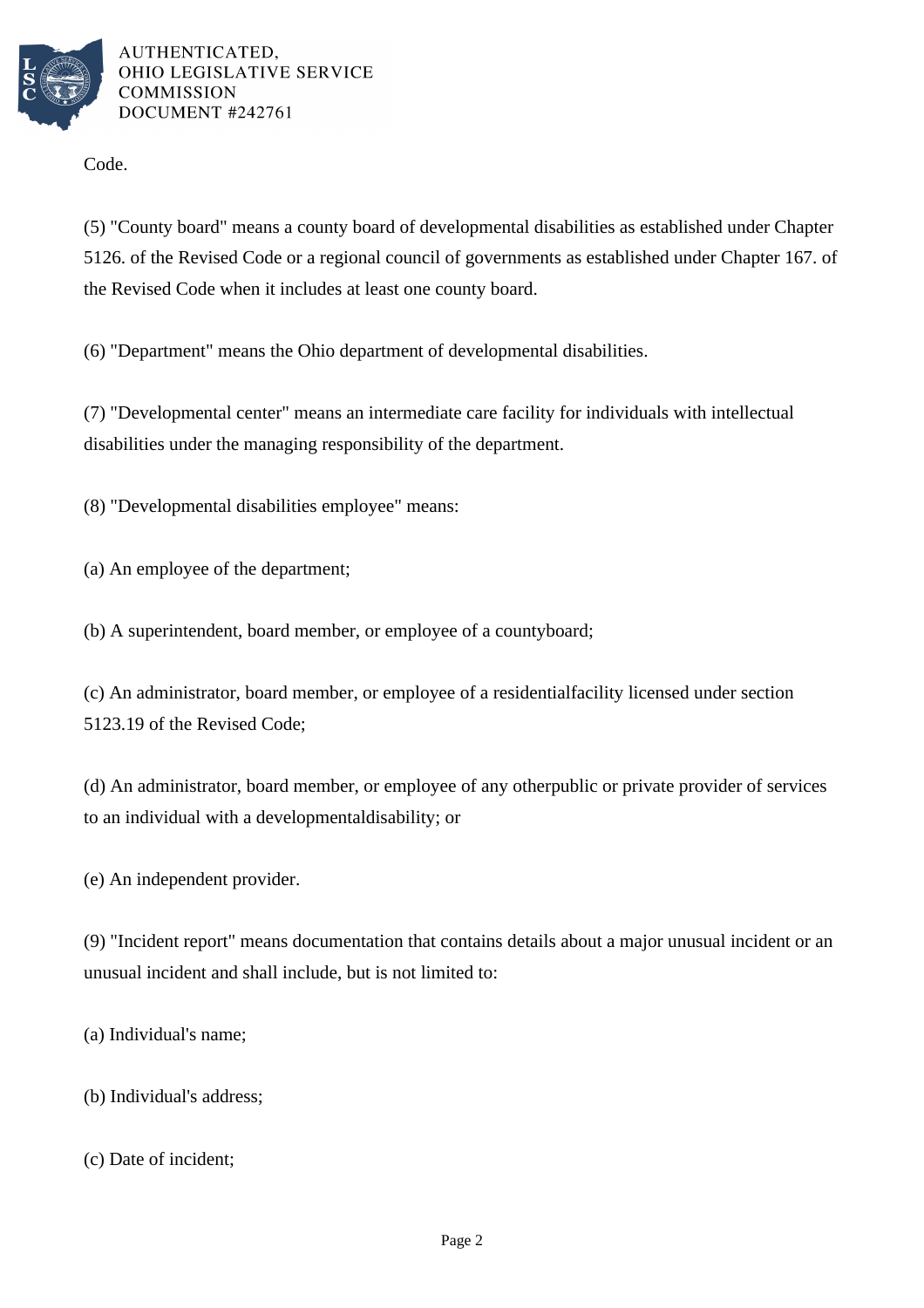Code.

(5) "County board" means a county board of developmental disabilities as established under Chapter 5126. of the Revised Code or a regional council of governments as established under Chapter 167. of the Revised Code when it includes at least one county board.

(6) "Department" means the Ohio department of developmental disabilities.

(7) "Developmental center" means an intermediate care facility for individuals with intellectual disabilities under the managing responsibility of the department.

(8) "Developmental disabilities employee" means:

(a) An employee of the department;

(b) A superintendent, board member, or employee of a countyboard;

(c) An administrator, board member, or employee of a residentialfacility licensed under section 5123.19 of the Revised Code;

(d) An administrator, board member, or employee of any otherpublic or private provider of services to an individual with a developmentaldisability; or

(e) An independent provider.

(9) "Incident report" means documentation that contains details about a major unusual incident or an unusual incident and shall include, but is not limited to:

(a) Individual's name;

(b) Individual's address;

(c) Date of incident;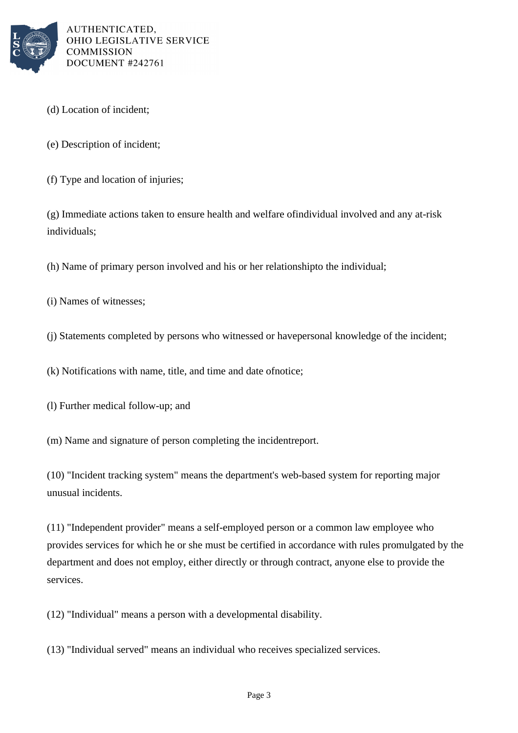(d) Location of incident;

(e) Description of incident;

(f) Type and location of injuries;

(g) Immediate actions taken to ensure health and welfare ofindividual involved and any at-risk individuals;

(h) Name of primary person involved and his or her relationshipto the individual;

(i) Names of witnesses;

(j) Statements completed by persons who witnessed or havepersonal knowledge of the incident;

(k) Notifications with name, title, and time and date ofnotice;

(l) Further medical follow-up; and

(m) Name and signature of person completing the incidentreport.

(10) "Incident tracking system" means the department's web-based system for reporting major unusual incidents.

(11) "Independent provider" means a self-employed person or a common law employee who provides services for which he or she must be certified in accordance with rules promulgated by the department and does not employ, either directly or through contract, anyone else to provide the services.

(12) "Individual" means a person with a developmental disability.

(13) "Individual served" means an individual who receives specialized services.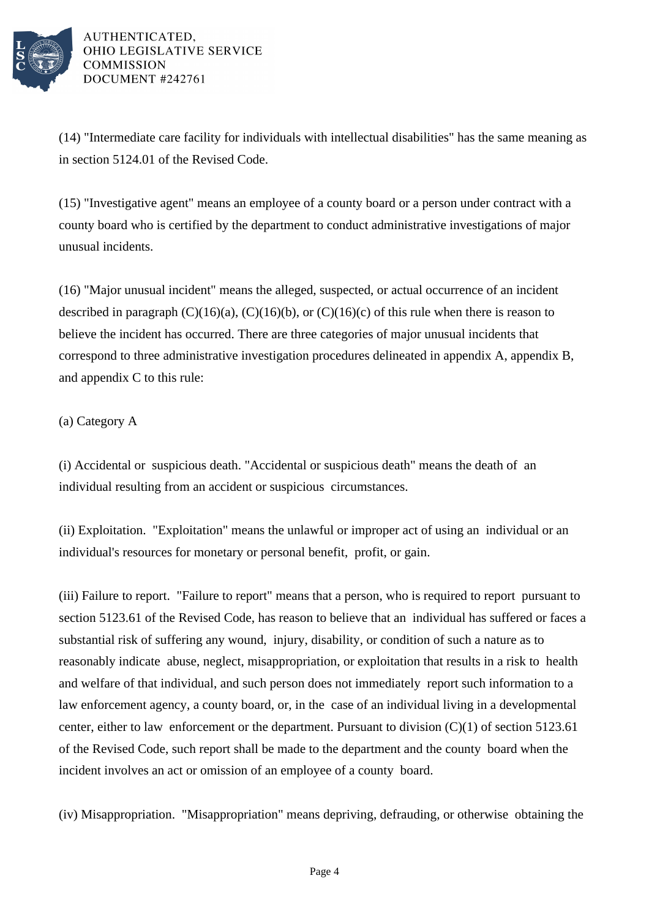(14) "Intermediate care facility for individuals with intellectual disabilities" has the same meaning as in section 5124.01 of the Revised Code.

(15) "Investigative agent" means an employee of a county board or a person under contract with a county board who is certified by the department to conduct administrative investigations of major unusual incidents.

(16) "Major unusual incident" means the alleged, suspected, or actual occurrence of an incident described in paragraph (C)(16)(a), (C)(16)(b), or (C)(16)(c) of this rule when there is reason to believe the incident has occurred. There are three categories of major unusual incidents that correspond to three administrative investigation procedures delineated in appendix A, appendix B, and appendix C to this rule:

(a) Category A

(i) Accidental or suspicious death. "Accidental or suspicious death" means the death of an individual resulting from an accident or suspicious circumstances.

(ii) Exploitation. "Exploitation" means the unlawful or improper act of using an individual or an individual's resources for monetary or personal benefit, profit, or gain.

(iii) Failure to report. "Failure to report" means that a person, who is required to report pursuant to section 5123.61 of the Revised Code, has reason to believe that an individual has suffered or faces a substantial risk of suffering any wound, injury, disability, or condition of such a nature as to reasonably indicate abuse, neglect, misappropriation, or exploitation that results in a risk to health and welfare of that individual, and such person does not immediately report such information to a law enforcement agency, a county board, or, in the case of an individual living in a developmental center, either to law enforcement or the department. Pursuant to division (C)(1) of section 5123.61 of the Revised Code, such report shall be made to the department and the county board when the incident involves an act or omission of an employee of a county board.

(iv) Misappropriation. "Misappropriation" means depriving, defrauding, or otherwise obtaining the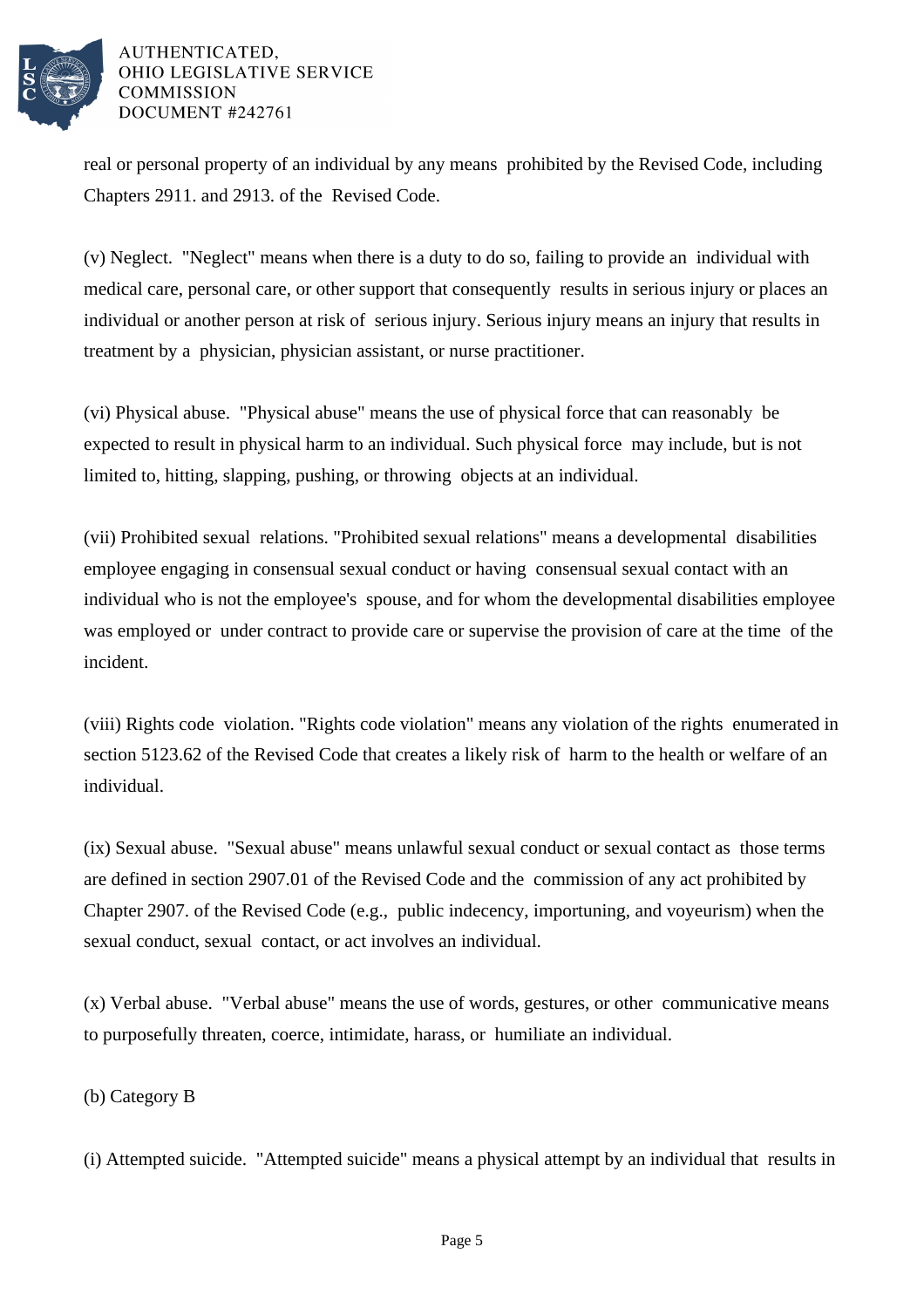real or personal property of an individual by any means prohibited by the Revised Code, including Chapters 2911. and 2913. of the Revised Code.

(v) Neglect. "Neglect" means when there is a duty to do so, failing to provide an individual with medical care, personal care, or other support that consequently results in serious injury or places an individual or another person at risk of serious injury. Serious injury means an injury that results in treatment by a physician, physician assistant, or nurse practitioner.

(vi) Physical abuse. "Physical abuse" means the use of physical force that can reasonably be expected to result in physical harm to an individual. Such physical force may include, but is not limited to, hitting, slapping, pushing, or throwing objects at an individual.

(vii) Prohibited sexual relations. "Prohibited sexual relations" means a developmental disabilities employee engaging in consensual sexual conduct or having consensual sexual contact with an individual who is not the employee's spouse, and for whom the developmental disabilities employee was employed or under contract to provide care or supervise the provision of care at the time of the incident.

(viii) Rights code violation. "Rights code violation" means any violation of the rights enumerated in section 5123.62 of the Revised Code that creates a likely risk of harm to the health or welfare of an individual.

(ix) Sexual abuse. "Sexual abuse" means unlawful sexual conduct or sexual contact as those terms are defined in section 2907.01 of the Revised Code and the commission of any act prohibited by Chapter 2907. of the Revised Code (e.g., public indecency, importuning, and voyeurism) when the sexual conduct, sexual contact, or act involves an individual.

(x) Verbal abuse. "Verbal abuse" means the use of words, gestures, or other communicative means to purposefully threaten, coerce, intimidate, harass, or humiliate an individual.

(b) Category B

(i) Attempted suicide. "Attempted suicide" means a physical attempt by an individual that results in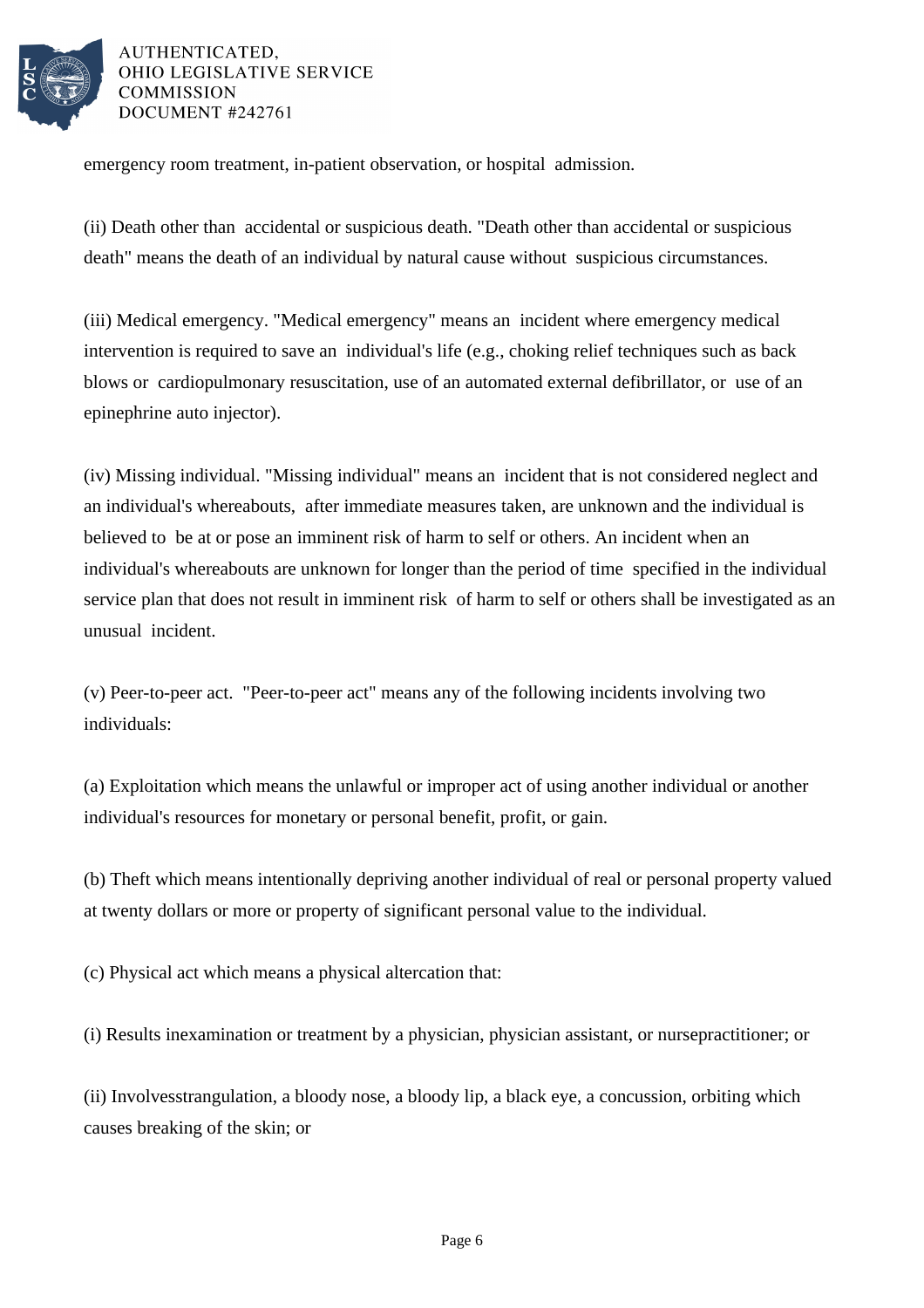emergency room treatment, in-patient observation, or hospital admission.

(ii) Death other than accidental or suspicious death. "Death other than accidental or suspicious death" means the death of an individual by natural cause without suspicious circumstances.

(iii) Medical emergency. "Medical emergency" means an incident where emergency medical intervention is required to save an individual's life (e.g., choking relief techniques such as back blows or cardiopulmonary resuscitation, use of an automated external defibrillator, or use of an epinephrine auto injector).

(iv) Missing individual. "Missing individual" means an incident that is not considered neglect and an individual's whereabouts, after immediate measures taken, are unknown and the individual is believed to be at or pose an imminent risk of harm to self or others. An incident when an individual's whereabouts are unknown for longer than the period of time specified in the individual service plan that does not result in imminent risk of harm to self or others shall be investigated as an unusual incident.

(v) Peer-to-peer act. "Peer-to-peer act" means any of the following incidents involving two individuals:

(a) Exploitation which means the unlawful or improper act of using another individual or another individual's resources for monetary or personal benefit, profit, or gain.

(b) Theft which means intentionally depriving another individual of real or personal property valued at twenty dollars or more or property of significant personal value to the individual.

(c) Physical act which means a physical altercation that:

(i) Results inexamination or treatment by a physician, physician assistant, or nursepractitioner; or

(ii) Involvesstrangulation, a bloody nose, a bloody lip, a black eye, a concussion, orbiting which causes breaking of the skin; or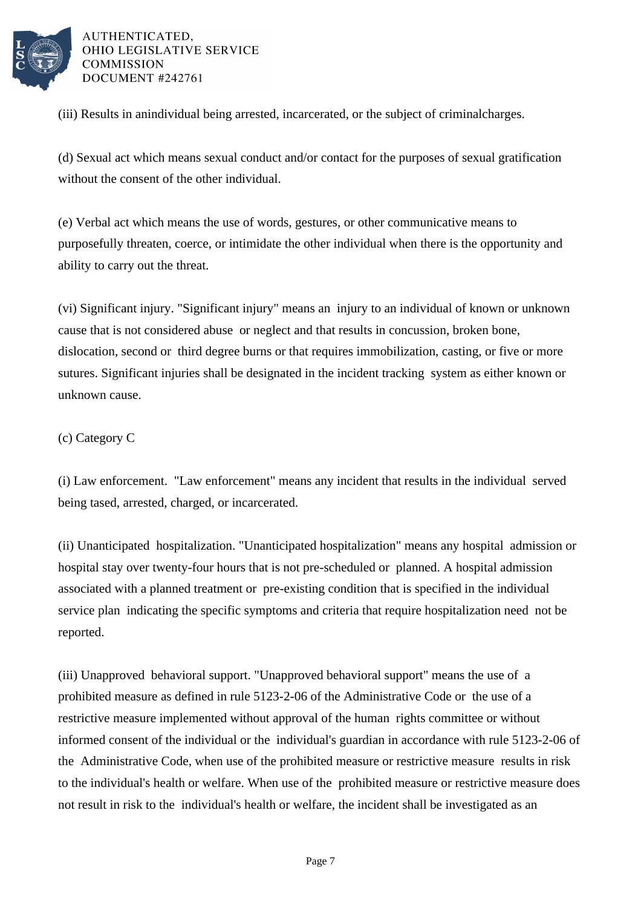(iii) Results in anindividual being arrested, incarcerated, or the subject of criminalcharges.

(d) Sexual act which means sexual conduct and/or contact for the purposes of sexual gratification without the consent of the other individual.

(e) Verbal act which means the use of words, gestures, or other communicative means to purposefully threaten, coerce, or intimidate the other individual when there is the opportunity and ability to carry out the threat.

(vi) Significant injury. "Significant injury" means an injury to an individual of known or unknown cause that is not considered abuse or neglect and that results in concussion, broken bone, dislocation, second or third degree burns or that requires immobilization, casting, or five or more sutures. Significant injuries shall be designated in the incident tracking system as either known or unknown cause.

(c) Category C

(i) Law enforcement. "Law enforcement" means any incident that results in the individual served being tased, arrested, charged, or incarcerated.

(ii) Unanticipated hospitalization. "Unanticipated hospitalization" means any hospital admission or hospital stay over twenty-four hours that is not pre-scheduled or planned. A hospital admission associated with a planned treatment or pre-existing condition that is specified in the individual service plan indicating the specific symptoms and criteria that require hospitalization need not be reported.

(iii) Unapproved behavioral support. "Unapproved behavioral support" means the use of a prohibited measure as defined in rule 5123-2-06 of the Administrative Code or the use of a restrictive measure implemented without approval of the human rights committee or without informed consent of the individual or the individual's guardian in accordance with rule 5123-2-06 of the Administrative Code, when use of the prohibited measure or restrictive measure results in risk to the individual's health or welfare. When use of the prohibited measure or restrictive measure does not result in risk to the individual's health or welfare, the incident shall be investigated as an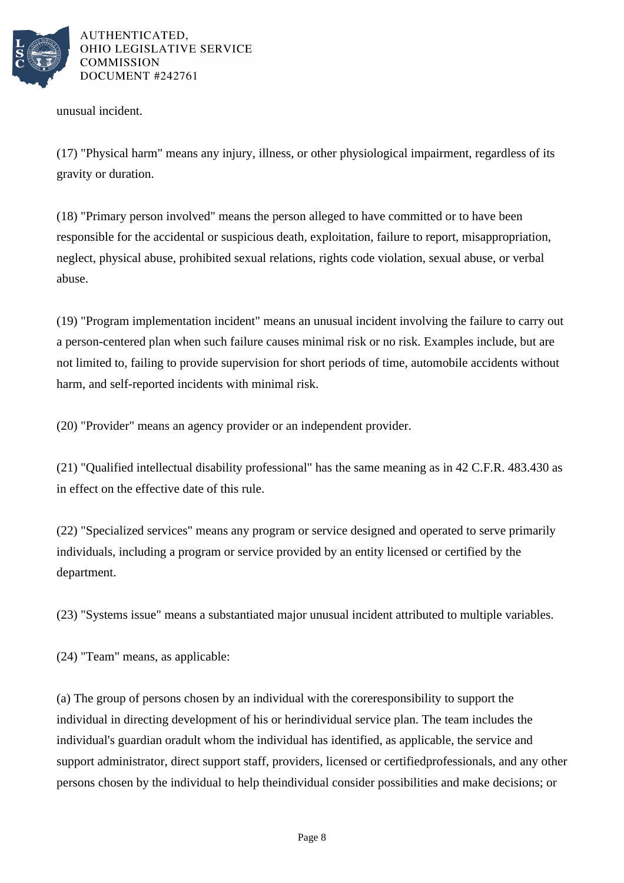unusual incident.

(17) "Physical harm" means any injury, illness, or other physiological impairment, regardless of its gravity or duration.

(18) "Primary person involved" means the person alleged to have committed or to have been responsible for the accidental or suspicious death, exploitation, failure to report, misappropriation, neglect, physical abuse, prohibited sexual relations, rights code violation, sexual abuse, or verbal abuse.

(19) "Program implementation incident" means an unusual incident involving the failure to carry out a person-centered plan when such failure causes minimal risk or no risk. Examples include, but are not limited to, failing to provide supervision for short periods of time, automobile accidents without harm, and self-reported incidents with minimal risk.

(20) "Provider" means an agency provider or an independent provider.

(21) "Qualified intellectual disability professional" has the same meaning as in 42 C.F.R. 483.430 as in effect on the effective date of this rule.

(22) "Specialized services" means any program or service designed and operated to serve primarily individuals, including a program or service provided by an entity licensed or certified by the department.

(23) "Systems issue" means a substantiated major unusual incident attributed to multiple variables.

(24) "Team" means, as applicable:

(a) The group of persons chosen by an individual with the coreresponsibility to support the individual in directing development of his or herindividual service plan. The team includes the individual's guardian oradult whom the individual has identified, as applicable, the service and support administrator, direct support staff, providers, licensed or certifiedprofessionals, and any other persons chosen by the individual to help theindividual consider possibilities and make decisions; or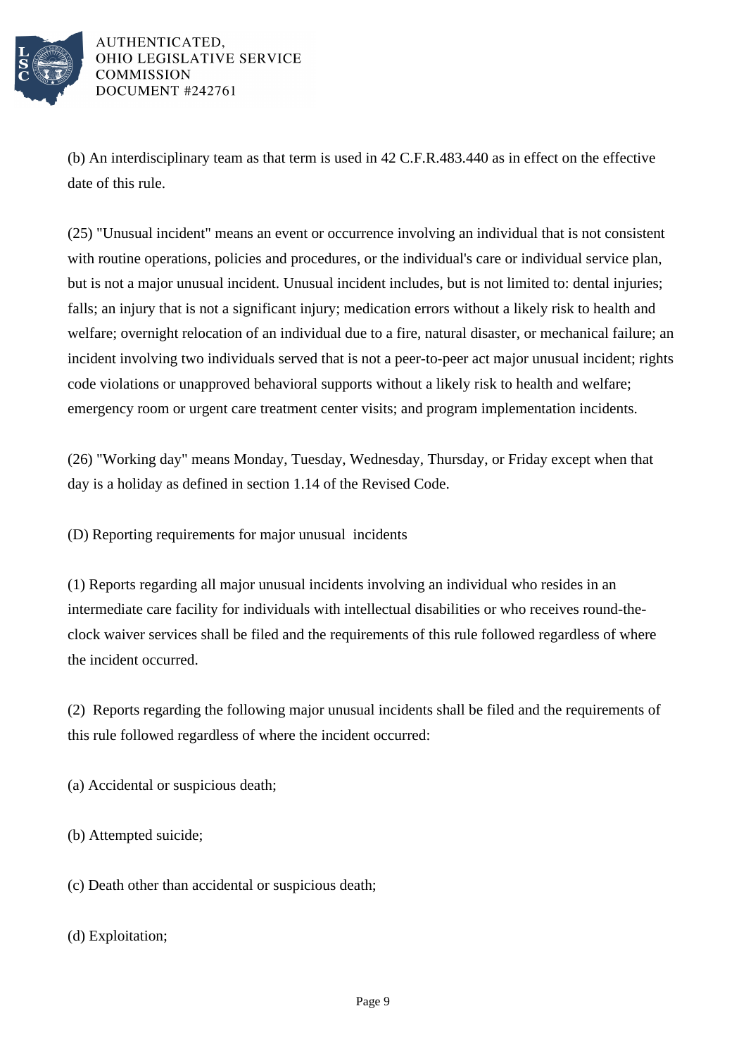(b) An interdisciplinary team as that term is used in 42 C.F.R.483.440 as in effect on the effective date of this rule.

(25) "Unusual incident" means an event or occurrence involving an individual that is not consistent with routine operations, policies and procedures, or the individual's care or individual service plan, but is not a major unusual incident. Unusual incident includes, but is not limited to: dental injuries; falls; an injury that is not a significant injury; medication errors without a likely risk to health and welfare; overnight relocation of an individual due to a fire, natural disaster, or mechanical failure; an incident involving two individuals served that is not a peer-to-peer act major unusual incident; rights code violations or unapproved behavioral supports without a likely risk to health and welfare; emergency room or urgent care treatment center visits; and program implementation incidents.

(26) "Working day" means Monday, Tuesday, Wednesday, Thursday, or Friday except when that day is a holiday as defined in section 1.14 of the Revised Code.

(D) Reporting requirements for major unusual incidents

(1) Reports regarding all major unusual incidents involving an individual who resides in an intermediate care facility for individuals with intellectual disabilities or who receives round-the-clock waiver services shall be filed and the requirements of this rule followed regardless of where the incident occurred.

(2) Reports regarding the following major unusual incidents shall be filed and the requirements of this rule followed regardless of where the incident occurred:

(a) Accidental or suspicious death;

(b) Attempted suicide;

(c) Death other than accidental or suspicious death;

(d) Exploitation;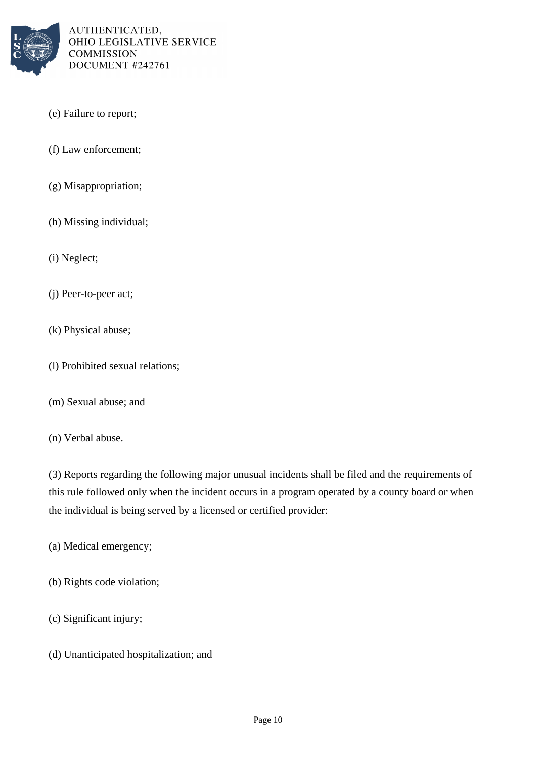(e) Failure to report;

(f) Law enforcement;

(g) Misappropriation;

(h) Missing individual;

(i) Neglect;

(j) Peer-to-peer act;

(k) Physical abuse;

(l) Prohibited sexual relations;

(m) Sexual abuse; and

(n) Verbal abuse.

(3) Reports regarding the following major unusual incidents shall be filed and the requirements of this rule followed only when the incident occurs in a program operated by a county board or when the individual is being served by a licensed or certified provider:

(a) Medical emergency;

(b) Rights code violation;

(c) Significant injury;

(d) Unanticipated hospitalization; and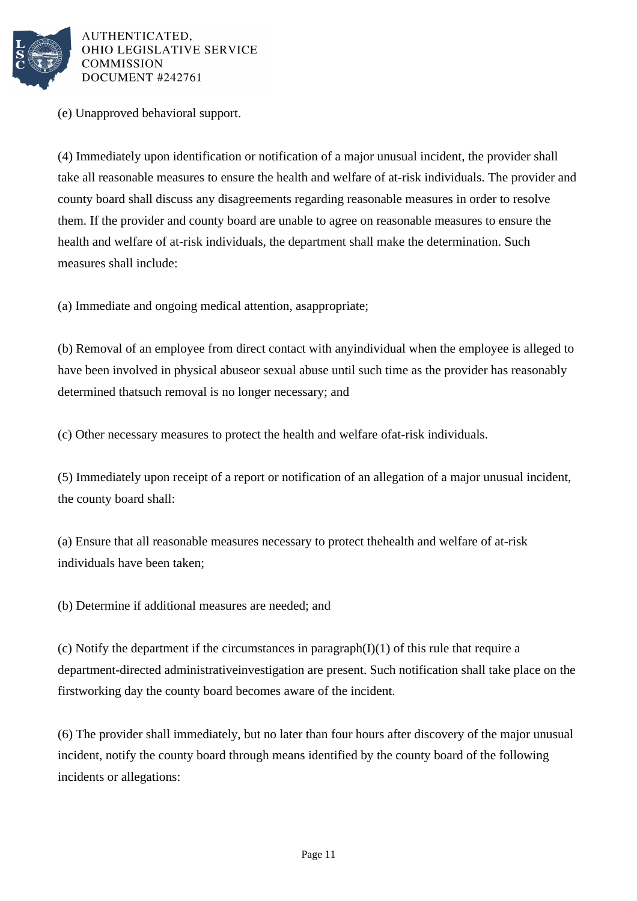(e) Unapproved behavioral support.

(4) Immediately upon identification or notification of a major unusual incident, the provider shall take all reasonable measures to ensure the health and welfare of at-risk individuals. The provider and county board shall discuss any disagreements regarding reasonable measures in order to resolve them. If the provider and county board are unable to agree on reasonable measures to ensure the health and welfare of at-risk individuals, the department shall make the determination. Such measures shall include:

(a) Immediate and ongoing medical attention, asappropriate;

(b) Removal of an employee from direct contact with anyindividual when the employee is alleged to have been involved in physical abuseor sexual abuse until such time as the provider has reasonably determined thatsuch removal is no longer necessary; and

(c) Other necessary measures to protect the health and welfare ofat-risk individuals.

(5) Immediately upon receipt of a report or notification of an allegation of a major unusual incident, the county board shall:

(a) Ensure that all reasonable measures necessary to protect thehealth and welfare of at-risk individuals have been taken;

(b) Determine if additional measures are needed; and

(c) Notify the department if the circumstances in paragraph(I)(1) of this rule that require a department-directed administrativeinvestigation are present. Such notification shall take place on the firstworking day the county board becomes aware of the incident.

(6) The provider shall immediately, but no later than four hours after discovery of the major unusual incident, notify the county board through means identified by the county board of the following incidents or allegations: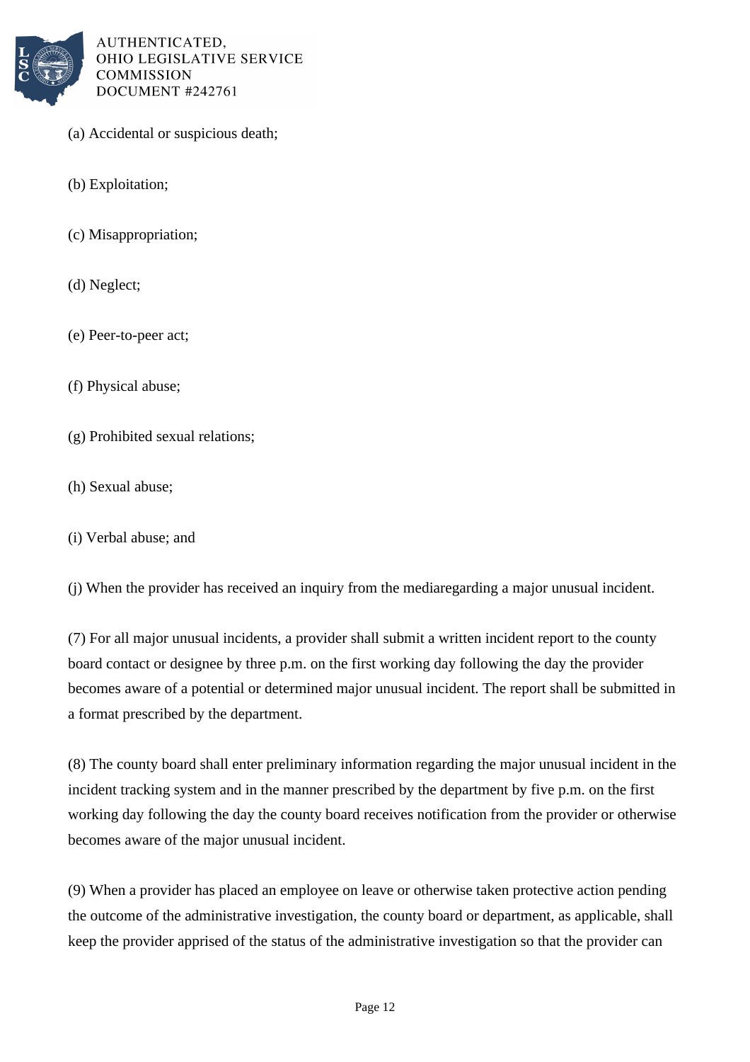(a) Accidental or suspicious death;

(b) Exploitation;

(c) Misappropriation;

(d) Neglect;

(e) Peer-to-peer act;

(f) Physical abuse;

(g) Prohibited sexual relations;

(h) Sexual abuse;

(i) Verbal abuse; and

(j) When the provider has received an inquiry from the mediaregarding a major unusual incident.

(7) For all major unusual incidents, a provider shall submit a written incident report to the county board contact or designee by three p.m. on the first working day following the day the provider becomes aware of a potential or determined major unusual incident. The report shall be submitted in a format prescribed by the department.

(8) The county board shall enter preliminary information regarding the major unusual incident in the incident tracking system and in the manner prescribed by the department by five p.m. on the first working day following the day the county board receives notification from the provider or otherwise becomes aware of the major unusual incident.

(9) When a provider has placed an employee on leave or otherwise taken protective action pending the outcome of the administrative investigation, the county board or department, as applicable, shall keep the provider apprised of the status of the administrative investigation so that the provider can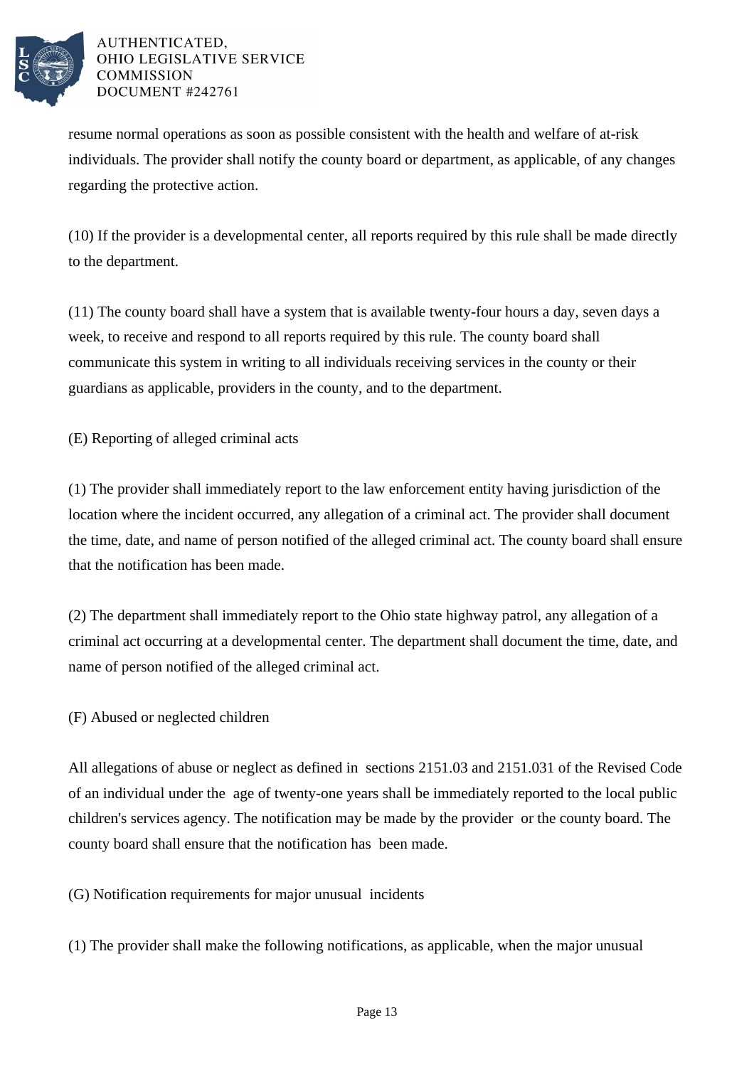resume normal operations as soon as possible consistent with the health and welfare of at-risk individuals. The provider shall notify the county board or department, as applicable, of any changes regarding the protective action.

(10) If the provider is a developmental center, all reports required by this rule shall be made directly to the department.

(11) The county board shall have a system that is available twenty-four hours a day, seven days a week, to receive and respond to all reports required by this rule. The county board shall communicate this system in writing to all individuals receiving services in the county or their guardians as applicable, providers in the county, and to the department.

(E) Reporting of alleged criminal acts

(1) The provider shall immediately report to the law enforcement entity having jurisdiction of the location where the incident occurred, any allegation of a criminal act. The provider shall document the time, date, and name of person notified of the alleged criminal act. The county board shall ensure that the notification has been made.

(2) The department shall immediately report to the Ohio state highway patrol, any allegation of a criminal act occurring at a developmental center. The department shall document the time, date, and name of person notified of the alleged criminal act.

(F) Abused or neglected children

All allegations of abuse or neglect as defined in sections 2151.03 and 2151.031 of the Revised Code of an individual under the age of twenty-one years shall be immediately reported to the local public children's services agency. The notification may be made by the provider or the county board. The county board shall ensure that the notification has been made.

(G) Notification requirements for major unusual incidents

(1) The provider shall make the following notifications, as applicable, when the major unusual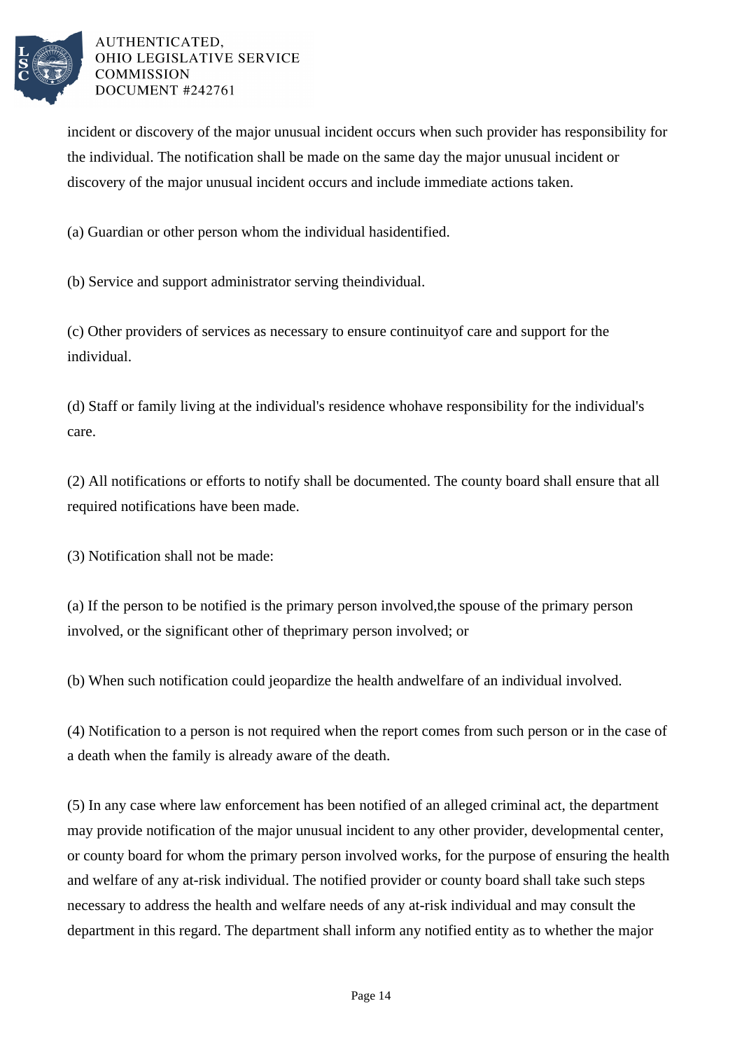incident or discovery of the major unusual incident occurs when such provider has responsibility for the individual. The notification shall be made on the same day the major unusual incident or discovery of the major unusual incident occurs and include immediate actions taken.

(a) Guardian or other person whom the individual hasidentified.

(b) Service and support administrator serving theindividual.

(c) Other providers of services as necessary to ensure continuityof care and support for the individual.

(d) Staff or family living at the individual's residence whohave responsibility for the individual's care.

(2) All notifications or efforts to notify shall be documented. The county board shall ensure that all required notifications have been made.

(3) Notification shall not be made:

(a) If the person to be notified is the primary person involved,the spouse of the primary person involved, or the significant other of theprimary person involved; or

(b) When such notification could jeopardize the health andwelfare of an individual involved.

(4) Notification to a person is not required when the report comes from such person or in the case of a death when the family is already aware of the death.

(5) In any case where law enforcement has been notified of an alleged criminal act, the department may provide notification of the major unusual incident to any other provider, developmental center, or county board for whom the primary person involved works, for the purpose of ensuring the health and welfare of any at-risk individual. The notified provider or county board shall take such steps necessary to address the health and welfare needs of any at-risk individual and may consult the department in this regard. The department shall inform any notified entity as to whether the major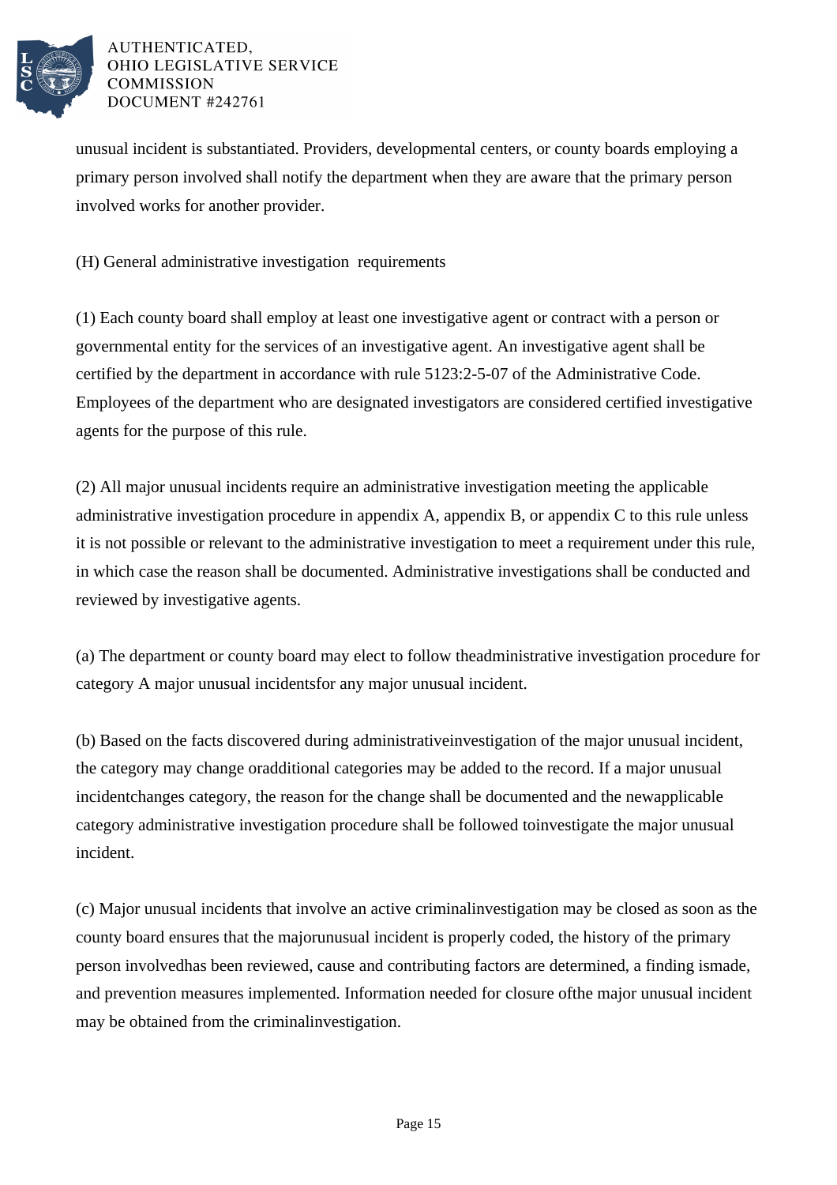unusual incident is substantiated. Providers, developmental centers, or county boards employing a primary person involved shall notify the department when they are aware that the primary person involved works for another provider.

(H) General administrative investigation requirements

(1) Each county board shall employ at least one investigative agent or contract with a person or governmental entity for the services of an investigative agent. An investigative agent shall be certified by the department in accordance with rule 5123:2-5-07 of the Administrative Code. Employees of the department who are designated investigators are considered certified investigative agents for the purpose of this rule.

(2) All major unusual incidents require an administrative investigation meeting the applicable administrative investigation procedure in appendix A, appendix B, or appendix C to this rule unless it is not possible or relevant to the administrative investigation to meet a requirement under this rule, in which case the reason shall be documented. Administrative investigations shall be conducted and reviewed by investigative agents.

(a) The department or county board may elect to follow theadministrative investigation procedure for category A major unusual incidentsfor any major unusual incident.

(b) Based on the facts discovered during administrativeinvestigation of the major unusual incident, the category may change oradditional categories may be added to the record. If a major unusual incidentchanges category, the reason for the change shall be documented and the newapplicable category administrative investigation procedure shall be followed toinvestigate the major unusual incident.

(c) Major unusual incidents that involve an active criminalinvestigation may be closed as soon as the county board ensures that the majorunusual incident is properly coded, the history of the primary person involvedhas been reviewed, cause and contributing factors are determined, a finding ismade, and prevention measures implemented. Information needed for closure ofthe major unusual incident may be obtained from the criminalinvestigation.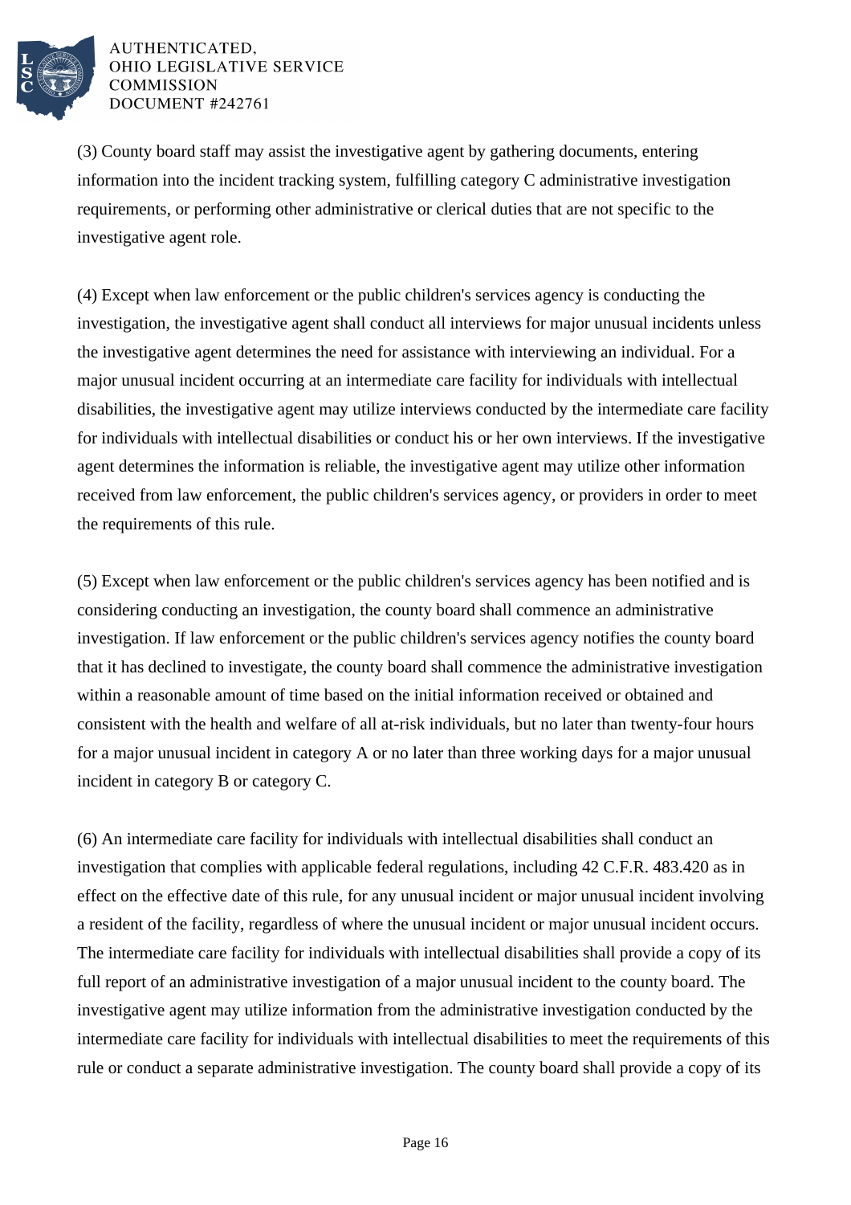(3) County board staff may assist the investigative agent by gathering documents, entering information into the incident tracking system, fulfilling category C administrative investigation requirements, or performing other administrative or clerical duties that are not specific to the investigative agent role.

(4) Except when law enforcement or the public children's services agency is conducting the investigation, the investigative agent shall conduct all interviews for major unusual incidents unless the investigative agent determines the need for assistance with interviewing an individual. For a major unusual incident occurring at an intermediate care facility for individuals with intellectual disabilities, the investigative agent may utilize interviews conducted by the intermediate care facility for individuals with intellectual disabilities or conduct his or her own interviews. If the investigative agent determines the information is reliable, the investigative agent may utilize other information received from law enforcement, the public children's services agency, or providers in order to meet the requirements of this rule.

(5) Except when law enforcement or the public children's services agency has been notified and is considering conducting an investigation, the county board shall commence an administrative investigation. If law enforcement or the public children's services agency notifies the county board that it has declined to investigate, the county board shall commence the administrative investigation within a reasonable amount of time based on the initial information received or obtained and consistent with the health and welfare of all at-risk individuals, but no later than twenty-four hours for a major unusual incident in category A or no later than three working days for a major unusual incident in category B or category C.

(6) An intermediate care facility for individuals with intellectual disabilities shall conduct an investigation that complies with applicable federal regulations, including 42 C.F.R. 483.420 as in effect on the effective date of this rule, for any unusual incident or major unusual incident involving a resident of the facility, regardless of where the unusual incident or major unusual incident occurs. The intermediate care facility for individuals with intellectual disabilities shall provide a copy of its full report of an administrative investigation of a major unusual incident to the county board. The investigative agent may utilize information from the administrative investigation conducted by the intermediate care facility for individuals with intellectual disabilities to meet the requirements of this rule or conduct a separate administrative investigation. The county board shall provide a copy of its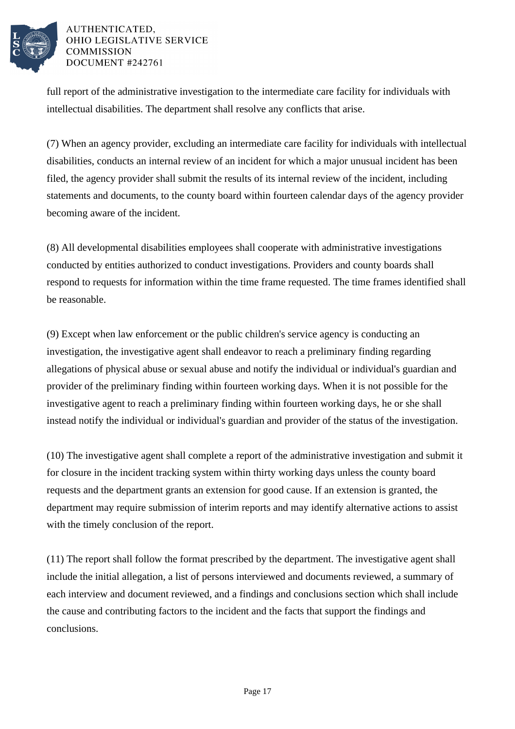full report of the administrative investigation to the intermediate care facility for individuals with intellectual disabilities. The department shall resolve any conflicts that arise.

(7) When an agency provider, excluding an intermediate care facility for individuals with intellectual disabilities, conducts an internal review of an incident for which a major unusual incident has been filed, the agency provider shall submit the results of its internal review of the incident, including statements and documents, to the county board within fourteen calendar days of the agency provider becoming aware of the incident.

(8) All developmental disabilities employees shall cooperate with administrative investigations conducted by entities authorized to conduct investigations. Providers and county boards shall respond to requests for information within the time frame requested. The time frames identified shall be reasonable.

(9) Except when law enforcement or the public children's service agency is conducting an investigation, the investigative agent shall endeavor to reach a preliminary finding regarding allegations of physical abuse or sexual abuse and notify the individual or individual's guardian and provider of the preliminary finding within fourteen working days. When it is not possible for the investigative agent to reach a preliminary finding within fourteen working days, he or she shall instead notify the individual or individual's guardian and provider of the status of the investigation.

(10) The investigative agent shall complete a report of the administrative investigation and submit it for closure in the incident tracking system within thirty working days unless the county board requests and the department grants an extension for good cause. If an extension is granted, the department may require submission of interim reports and may identify alternative actions to assist with the timely conclusion of the report.

(11) The report shall follow the format prescribed by the department. The investigative agent shall include the initial allegation, a list of persons interviewed and documents reviewed, a summary of each interview and document reviewed, and a findings and conclusions section which shall include the cause and contributing factors to the incident and the facts that support the findings and conclusions.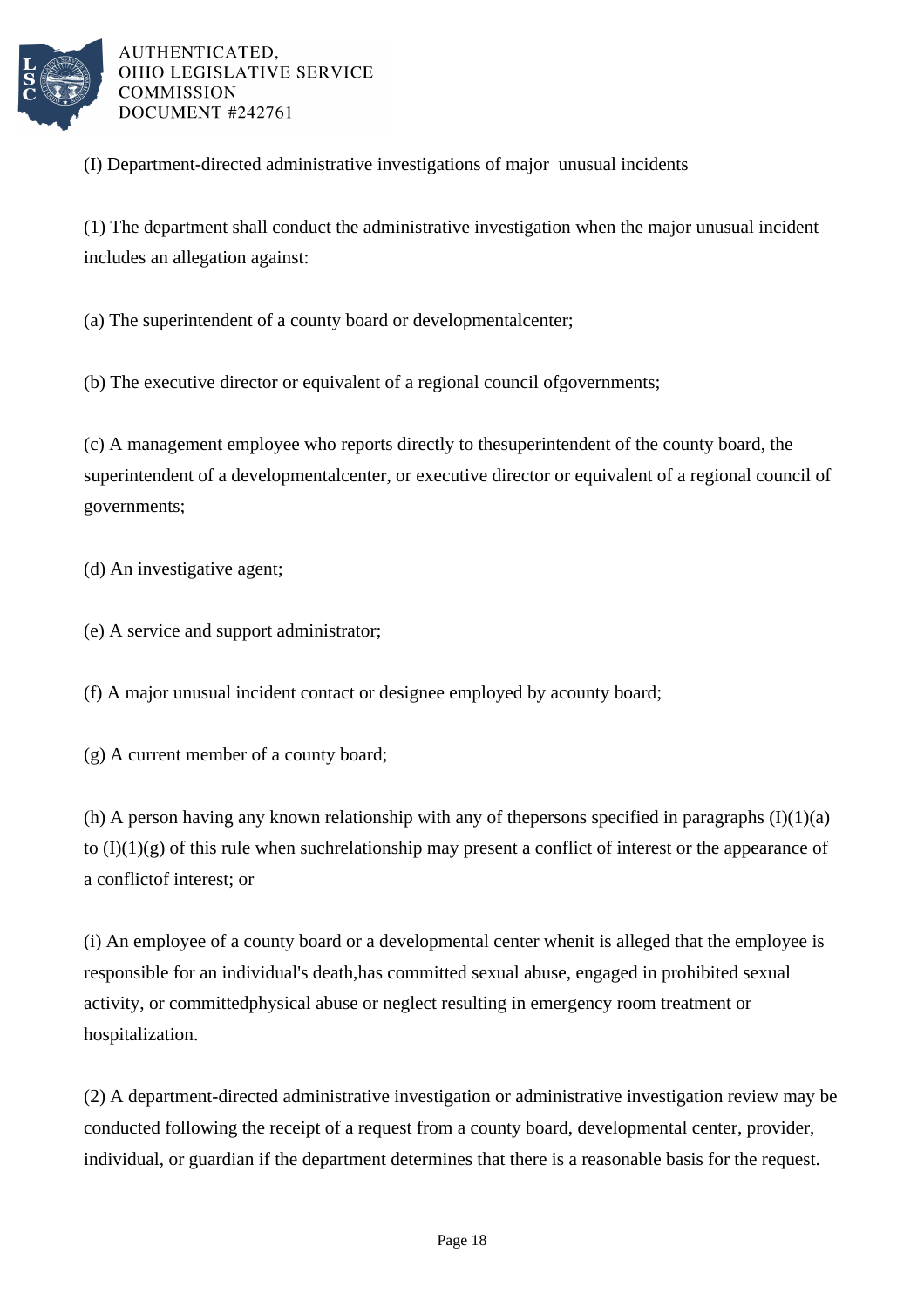(I) Department-directed administrative investigations of major unusual incidents

(1) The department shall conduct the administrative investigation when the major unusual incident includes an allegation against:

(a) The superintendent of a county board or developmentalcenter;

(b) The executive director or equivalent of a regional council ofgovernments;

(c) A management employee who reports directly to thesuperintendent of the county board, the superintendent of a developmentalcenter, or executive director or equivalent of a regional council of governments;

(d) An investigative agent;

(e) A service and support administrator;

(f) A major unusual incident contact or designee employed by acounty board;

(g) A current member of a county board;

(h) A person having any known relationship with any of thepersons specified in paragraphs (I)(1)(a) to (I)(1)(g) of this rule when suchrelationship may present a conflict of interest or the appearance of a conflictof interest; or

(i) An employee of a county board or a developmental center whenit is alleged that the employee is responsible for an individual's death,has committed sexual abuse, engaged in prohibited sexual activity, or committedphysical abuse or neglect resulting in emergency room treatment or hospitalization.

(2) A department-directed administrative investigation or administrative investigation review may be conducted following the receipt of a request from a county board, developmental center, provider, individual, or guardian if the department determines that there is a reasonable basis for the request.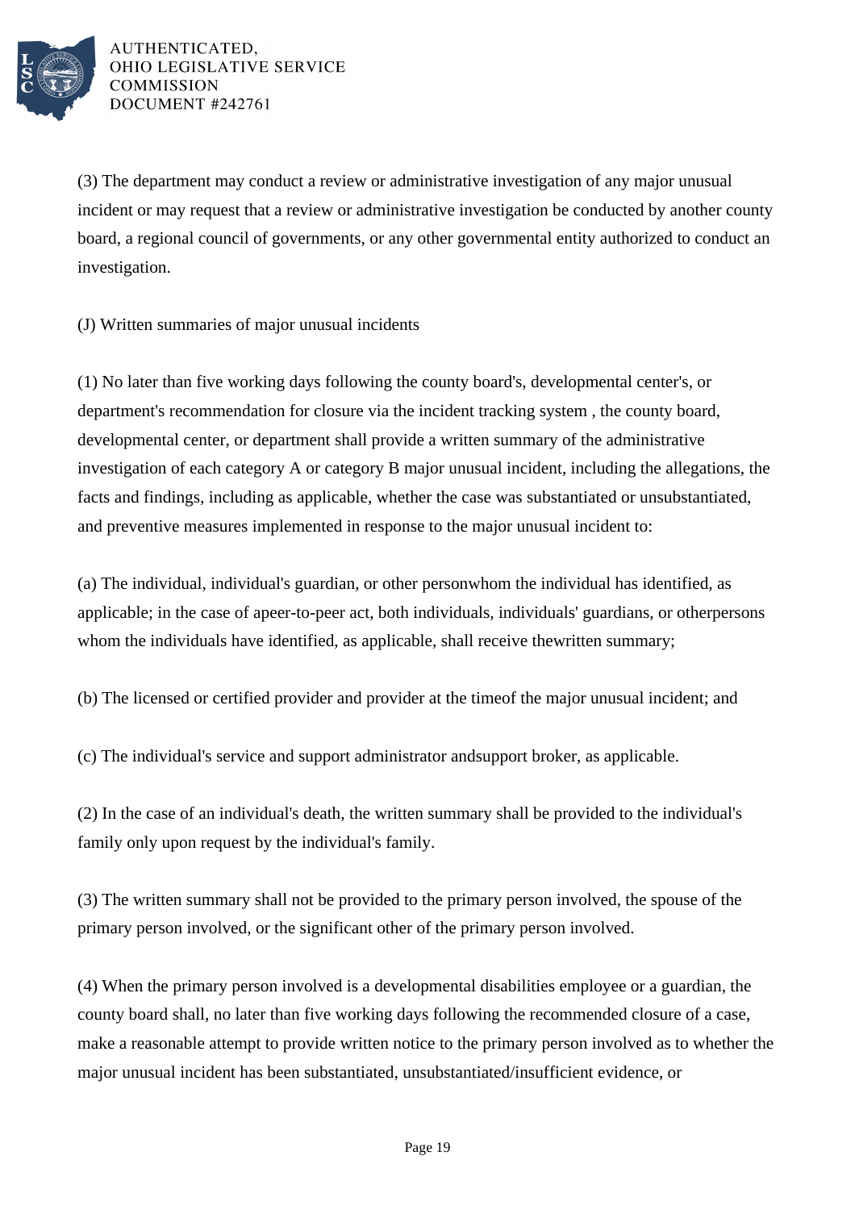(3) The department may conduct a review or administrative investigation of any major unusual incident or may request that a review or administrative investigation be conducted by another county board, a regional council of governments, or any other governmental entity authorized to conduct an investigation.

(J) Written summaries of major unusual incidents

(1) No later than five working days following the county board's, developmental center's, or department's recommendation for closure via the incident tracking system , the county board, developmental center, or department shall provide a written summary of the administrative investigation of each category A or category B major unusual incident, including the allegations, the facts and findings, including as applicable, whether the case was substantiated or unsubstantiated, and preventive measures implemented in response to the major unusual incident to:

(a) The individual, individual's guardian, or other personwhom the individual has identified, as applicable; in the case of apeer-to-peer act, both individuals, individuals' guardians, or otherpersons whom the individuals have identified, as applicable, shall receive thewritten summary;

(b) The licensed or certified provider and provider at the timeof the major unusual incident; and

(c) The individual's service and support administrator andsupport broker, as applicable.

(2) In the case of an individual's death, the written summary shall be provided to the individual's family only upon request by the individual's family.

(3) The written summary shall not be provided to the primary person involved, the spouse of the primary person involved, or the significant other of the primary person involved.

(4) When the primary person involved is a developmental disabilities employee or a guardian, the county board shall, no later than five working days following the recommended closure of a case, make a reasonable attempt to provide written notice to the primary person involved as to whether the major unusual incident has been substantiated, unsubstantiated/insufficient evidence, or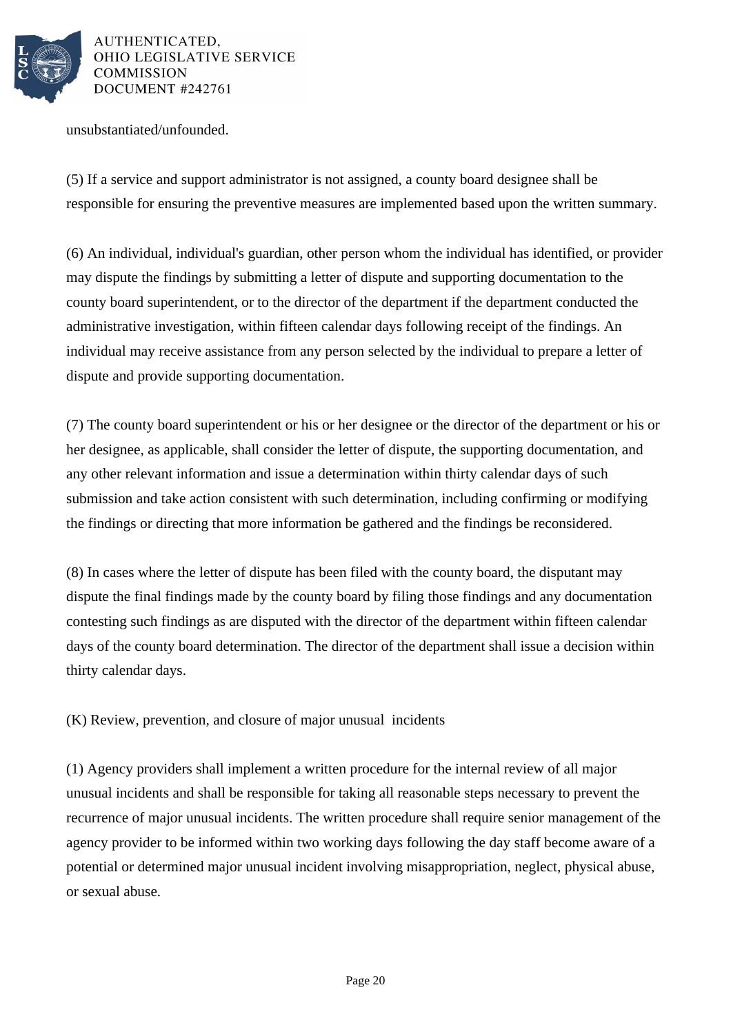unsubstantiated/unfounded.

(5) If a service and support administrator is not assigned, a county board designee shall be responsible for ensuring the preventive measures are implemented based upon the written summary.

(6) An individual, individual's guardian, other person whom the individual has identified, or provider may dispute the findings by submitting a letter of dispute and supporting documentation to the county board superintendent, or to the director of the department if the department conducted the administrative investigation, within fifteen calendar days following receipt of the findings. An individual may receive assistance from any person selected by the individual to prepare a letter of dispute and provide supporting documentation.

(7) The county board superintendent or his or her designee or the director of the department or his or her designee, as applicable, shall consider the letter of dispute, the supporting documentation, and any other relevant information and issue a determination within thirty calendar days of such submission and take action consistent with such determination, including confirming or modifying the findings or directing that more information be gathered and the findings be reconsidered.

(8) In cases where the letter of dispute has been filed with the county board, the disputant may dispute the final findings made by the county board by filing those findings and any documentation contesting such findings as are disputed with the director of the department within fifteen calendar days of the county board determination. The director of the department shall issue a decision within thirty calendar days.

(K) Review, prevention, and closure of major unusual incidents

(1) Agency providers shall implement a written procedure for the internal review of all major unusual incidents and shall be responsible for taking all reasonable steps necessary to prevent the recurrence of major unusual incidents. The written procedure shall require senior management of the agency provider to be informed within two working days following the day staff become aware of a potential or determined major unusual incident involving misappropriation, neglect, physical abuse, or sexual abuse.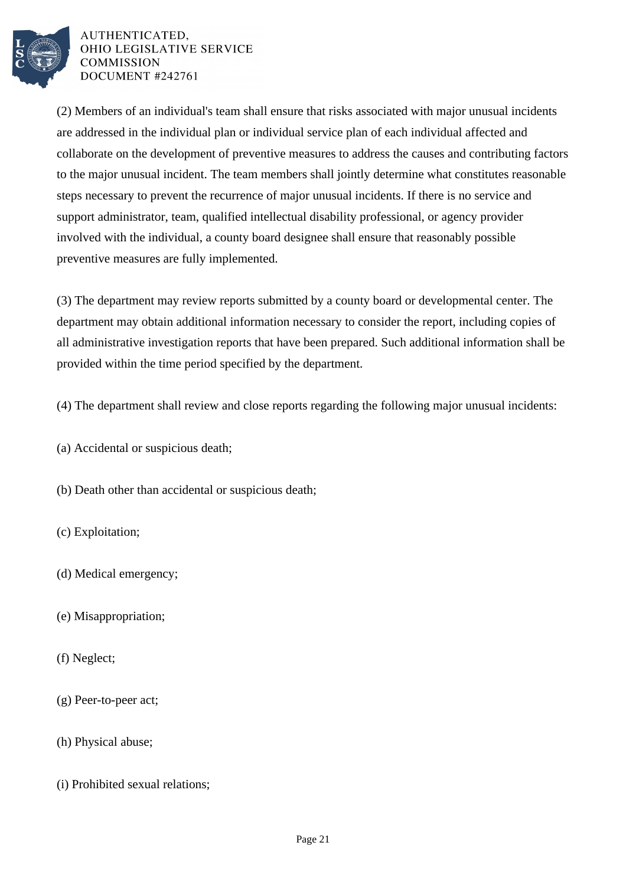(2) Members of an individual's team shall ensure that risks associated with major unusual incidents are addressed in the individual plan or individual service plan of each individual affected and collaborate on the development of preventive measures to address the causes and contributing factors to the major unusual incident. The team members shall jointly determine what constitutes reasonable steps necessary to prevent the recurrence of major unusual incidents. If there is no service and support administrator, team, qualified intellectual disability professional, or agency provider involved with the individual, a county board designee shall ensure that reasonably possible preventive measures are fully implemented.

(3) The department may review reports submitted by a county board or developmental center. The department may obtain additional information necessary to consider the report, including copies of all administrative investigation reports that have been prepared. Such additional information shall be provided within the time period specified by the department.

(4) The department shall review and close reports regarding the following major unusual incidents:

(a) Accidental or suspicious death;

(b) Death other than accidental or suspicious death;

(c) Exploitation;

(d) Medical emergency;

(e) Misappropriation;

(f) Neglect;

(g) Peer-to-peer act;

(h) Physical abuse;

(i) Prohibited sexual relations;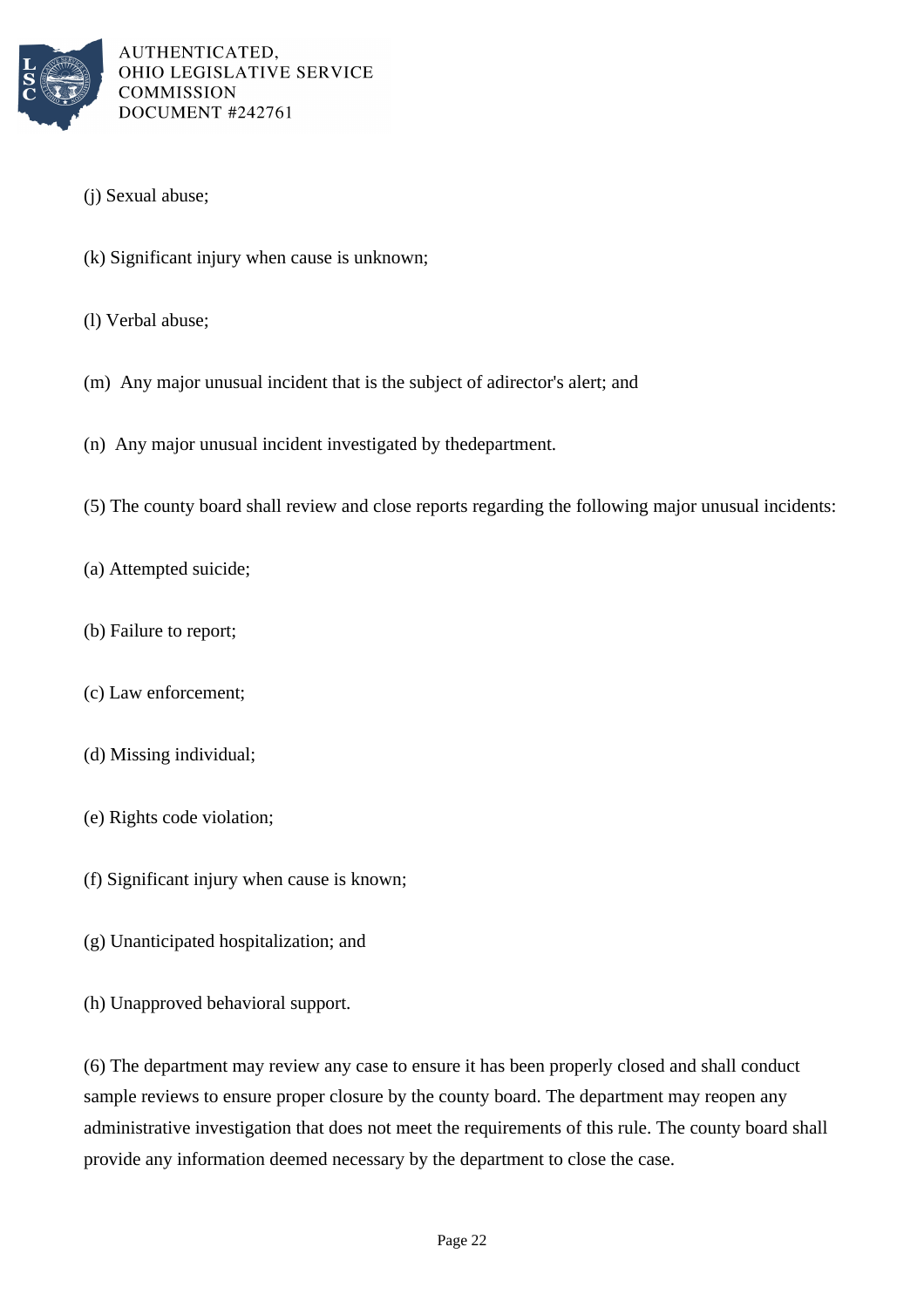(j) Sexual abuse;

(k) Significant injury when cause is unknown;

(l) Verbal abuse;

(m) Any major unusual incident that is the subject of adirector's alert; and

(n) Any major unusual incident investigated by thedepartment.

(5) The county board shall review and close reports regarding the following major unusual incidents:

(a) Attempted suicide;

(b) Failure to report;

(c) Law enforcement;

(d) Missing individual;

(e) Rights code violation;

(f) Significant injury when cause is known;

(g) Unanticipated hospitalization; and

(h) Unapproved behavioral support.

(6) The department may review any case to ensure it has been properly closed and shall conduct sample reviews to ensure proper closure by the county board. The department may reopen any administrative investigation that does not meet the requirements of this rule. The county board shall provide any information deemed necessary by the department to close the case.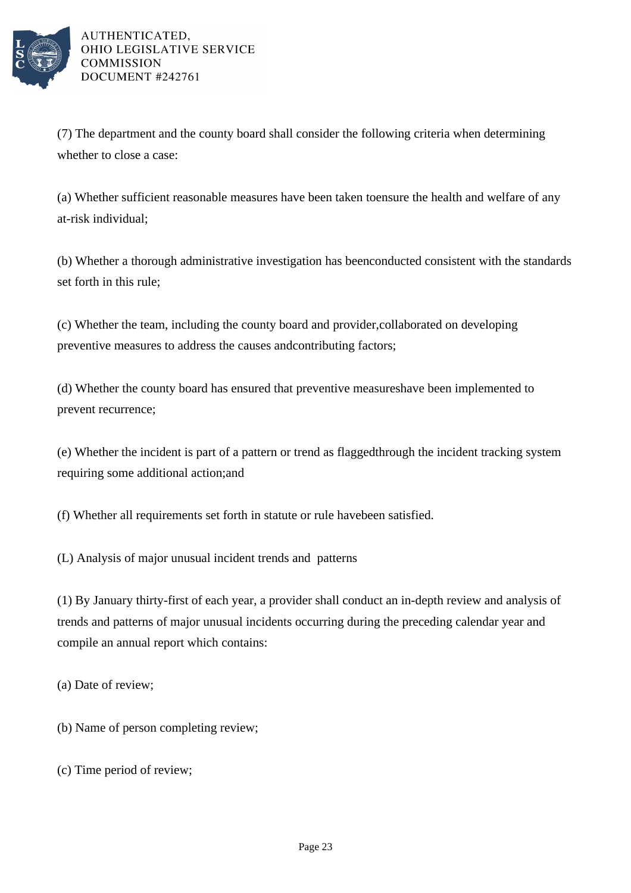(7) The department and the county board shall consider the following criteria when determining whether to close a case:

(a) Whether sufficient reasonable measures have been taken toensure the health and welfare of any at-risk individual;

(b) Whether a thorough administrative investigation has beenconducted consistent with the standards set forth in this rule;

(c) Whether the team, including the county board and provider,collaborated on developing preventive measures to address the causes andcontributing factors;

(d) Whether the county board has ensured that preventive measureshave been implemented to prevent recurrence;

(e) Whether the incident is part of a pattern or trend as flaggedthrough the incident tracking system requiring some additional action;and

(f) Whether all requirements set forth in statute or rule havebeen satisfied.

(L) Analysis of major unusual incident trends and  patterns

(1) By January thirty-first of each year, a provider shall conduct an in-depth review and analysis of trends and patterns of major unusual incidents occurring during the preceding calendar year and compile an annual report which contains:

(a) Date of review;

(b) Name of person completing review;

(c) Time period of review;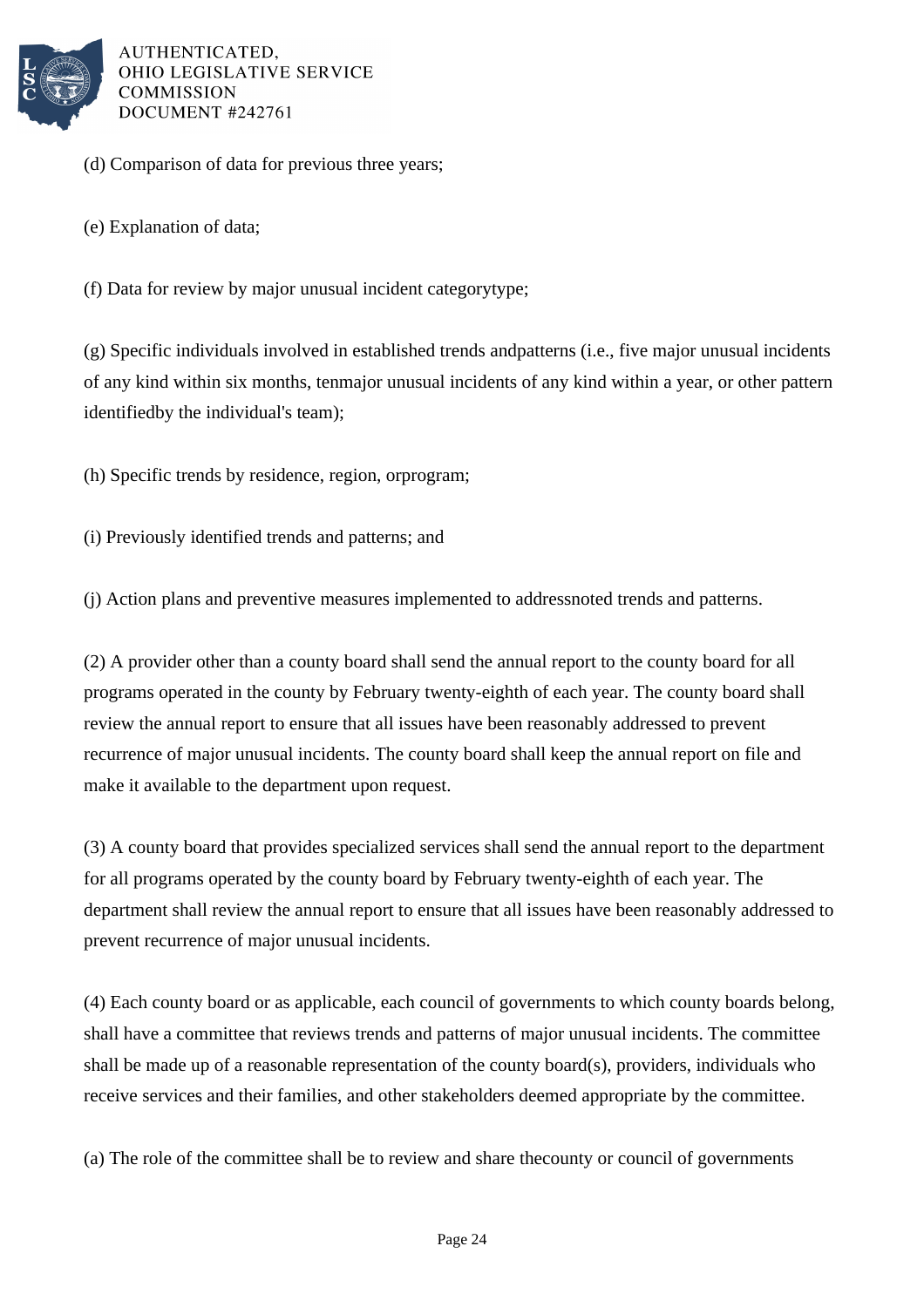(d) Comparison of data for previous three years;

(e) Explanation of data;

(f) Data for review by major unusual incident categorytype;

(g) Specific individuals involved in established trends andpatterns (i.e., five major unusual incidents of any kind within six months, tenmajor unusual incidents of any kind within a year, or other pattern identifiedby the individual's team);

(h) Specific trends by residence, region, orprogram;

(i) Previously identified trends and patterns; and

(j) Action plans and preventive measures implemented to addressnoted trends and patterns.

(2) A provider other than a county board shall send the annual report to the county board for all programs operated in the county by February twenty-eighth of each year. The county board shall review the annual report to ensure that all issues have been reasonably addressed to prevent recurrence of major unusual incidents. The county board shall keep the annual report on file and make it available to the department upon request.

(3) A county board that provides specialized services shall send the annual report to the department for all programs operated by the county board by February twenty-eighth of each year. The department shall review the annual report to ensure that all issues have been reasonably addressed to prevent recurrence of major unusual incidents.

(4) Each county board or as applicable, each council of governments to which county boards belong, shall have a committee that reviews trends and patterns of major unusual incidents. The committee shall be made up of a reasonable representation of the county board(s), providers, individuals who receive services and their families, and other stakeholders deemed appropriate by the committee.

(a) The role of the committee shall be to review and share thecounty or council of governments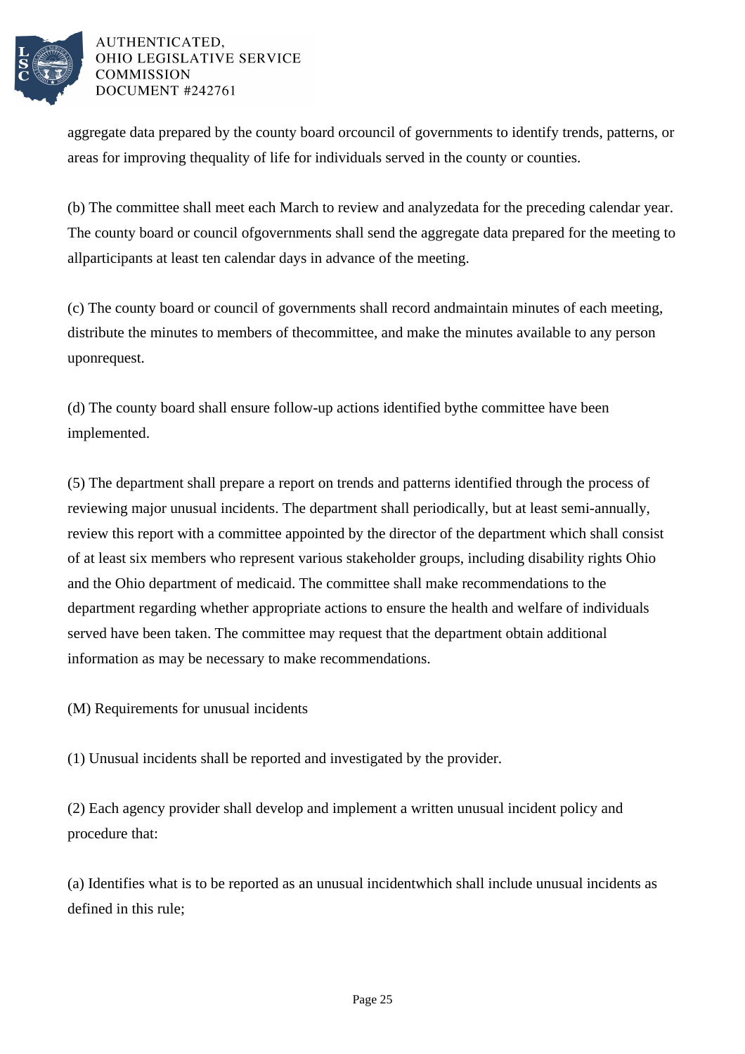aggregate data prepared by the county board orcouncil of governments to identify trends, patterns, or areas for improving thequality of life for individuals served in the county or counties.

(b) The committee shall meet each March to review and analyzedata for the preceding calendar year. The county board or council ofgovernments shall send the aggregate data prepared for the meeting to allparticipants at least ten calendar days in advance of the meeting.

(c) The county board or council of governments shall record andmaintain minutes of each meeting, distribute the minutes to members of thecommittee, and make the minutes available to any person uponrequest.

(d) The county board shall ensure follow-up actions identified bythe committee have been implemented.

(5) The department shall prepare a report on trends and patterns identified through the process of reviewing major unusual incidents. The department shall periodically, but at least semi-annually, review this report with a committee appointed by the director of the department which shall consist of at least six members who represent various stakeholder groups, including disability rights Ohio and the Ohio department of medicaid. The committee shall make recommendations to the department regarding whether appropriate actions to ensure the health and welfare of individuals served have been taken. The committee may request that the department obtain additional information as may be necessary to make recommendations.

(M) Requirements for unusual incidents

(1) Unusual incidents shall be reported and investigated by the provider.

(2) Each agency provider shall develop and implement a written unusual incident policy and procedure that:

(a) Identifies what is to be reported as an unusual incidentwhich shall include unusual incidents as defined in this rule;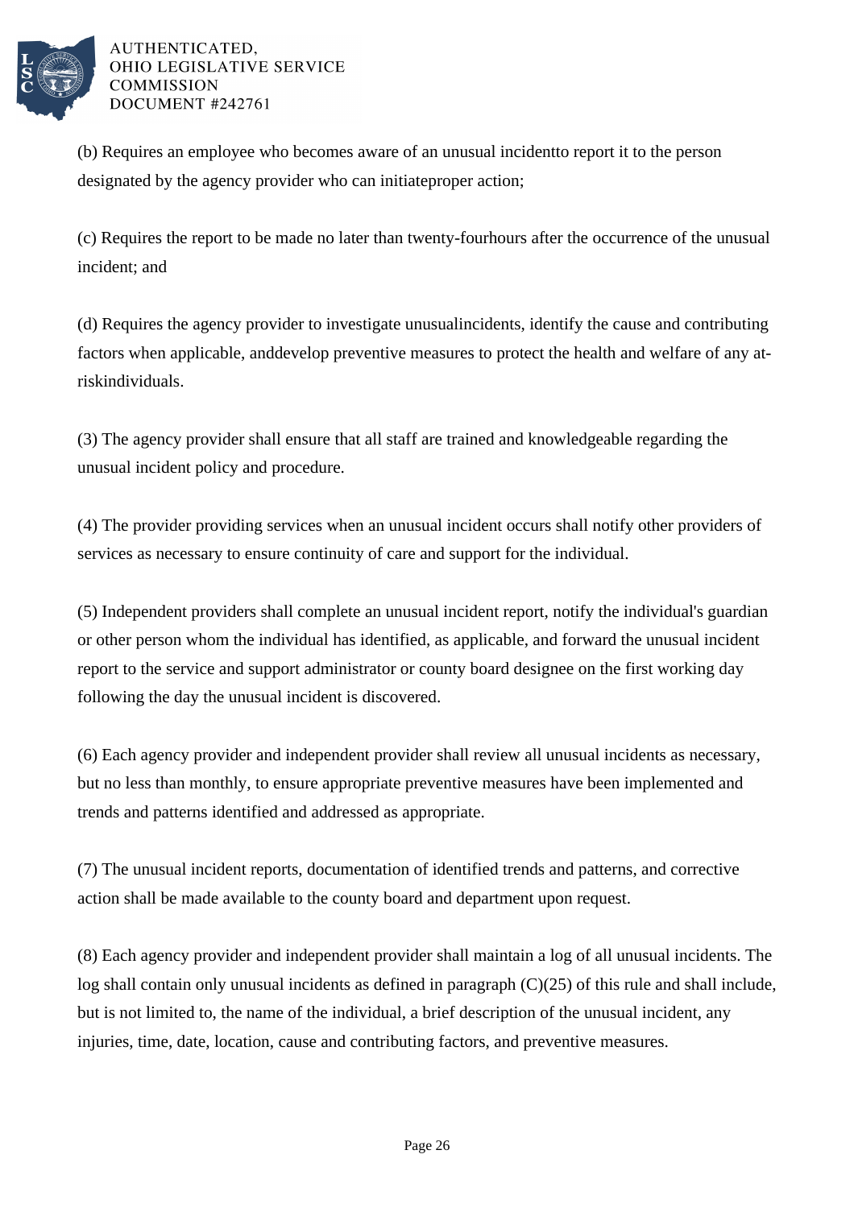(b) Requires an employee who becomes aware of an unusual incidentto report it to the person designated by the agency provider who can initiateproper action;

(c) Requires the report to be made no later than twenty-fourhours after the occurrence of the unusual incident; and

(d) Requires the agency provider to investigate unusualincidents, identify the cause and contributing factors when applicable, anddevelop preventive measures to protect the health and welfare of any at-riskindividuals.

(3) The agency provider shall ensure that all staff are trained and knowledgeable regarding the unusual incident policy and procedure.

(4) The provider providing services when an unusual incident occurs shall notify other providers of services as necessary to ensure continuity of care and support for the individual.

(5) Independent providers shall complete an unusual incident report, notify the individual's guardian or other person whom the individual has identified, as applicable, and forward the unusual incident report to the service and support administrator or county board designee on the first working day following the day the unusual incident is discovered.

(6) Each agency provider and independent provider shall review all unusual incidents as necessary, but no less than monthly, to ensure appropriate preventive measures have been implemented and trends and patterns identified and addressed as appropriate.

(7) The unusual incident reports, documentation of identified trends and patterns, and corrective action shall be made available to the county board and department upon request.

(8) Each agency provider and independent provider shall maintain a log of all unusual incidents. The log shall contain only unusual incidents as defined in paragraph (C)(25) of this rule and shall include, but is not limited to, the name of the individual, a brief description of the unusual incident, any injuries, time, date, location, cause and contributing factors, and preventive measures.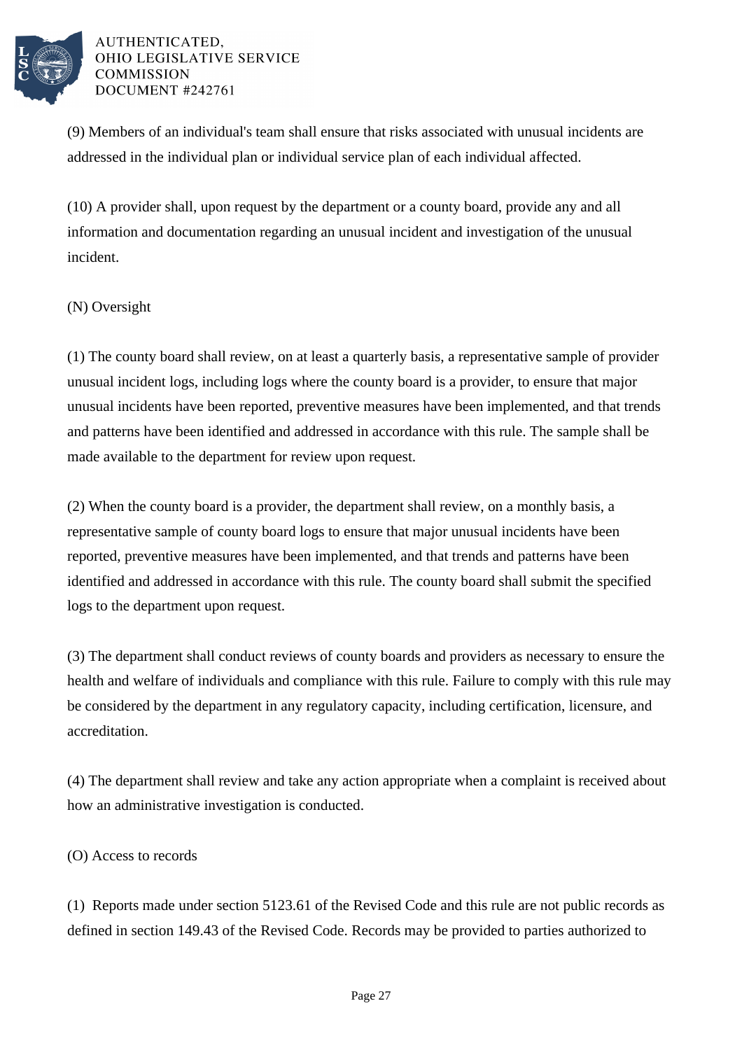(9) Members of an individual's team shall ensure that risks associated with unusual incidents are addressed in the individual plan or individual service plan of each individual affected.

(10) A provider shall, upon request by the department or a county board, provide any and all information and documentation regarding an unusual incident and investigation of the unusual incident.

(N) Oversight

(1) The county board shall review, on at least a quarterly basis, a representative sample of provider unusual incident logs, including logs where the county board is a provider, to ensure that major unusual incidents have been reported, preventive measures have been implemented, and that trends and patterns have been identified and addressed in accordance with this rule. The sample shall be made available to the department for review upon request.

(2) When the county board is a provider, the department shall review, on a monthly basis, a representative sample of county board logs to ensure that major unusual incidents have been reported, preventive measures have been implemented, and that trends and patterns have been identified and addressed in accordance with this rule. The county board shall submit the specified logs to the department upon request.

(3) The department shall conduct reviews of county boards and providers as necessary to ensure the health and welfare of individuals and compliance with this rule. Failure to comply with this rule may be considered by the department in any regulatory capacity, including certification, licensure, and accreditation.

(4) The department shall review and take any action appropriate when a complaint is received about how an administrative investigation is conducted.

(O) Access to records

(1) Reports made under section 5123.61 of the Revised Code and this rule are not public records as defined in section 149.43 of the Revised Code. Records may be provided to parties authorized to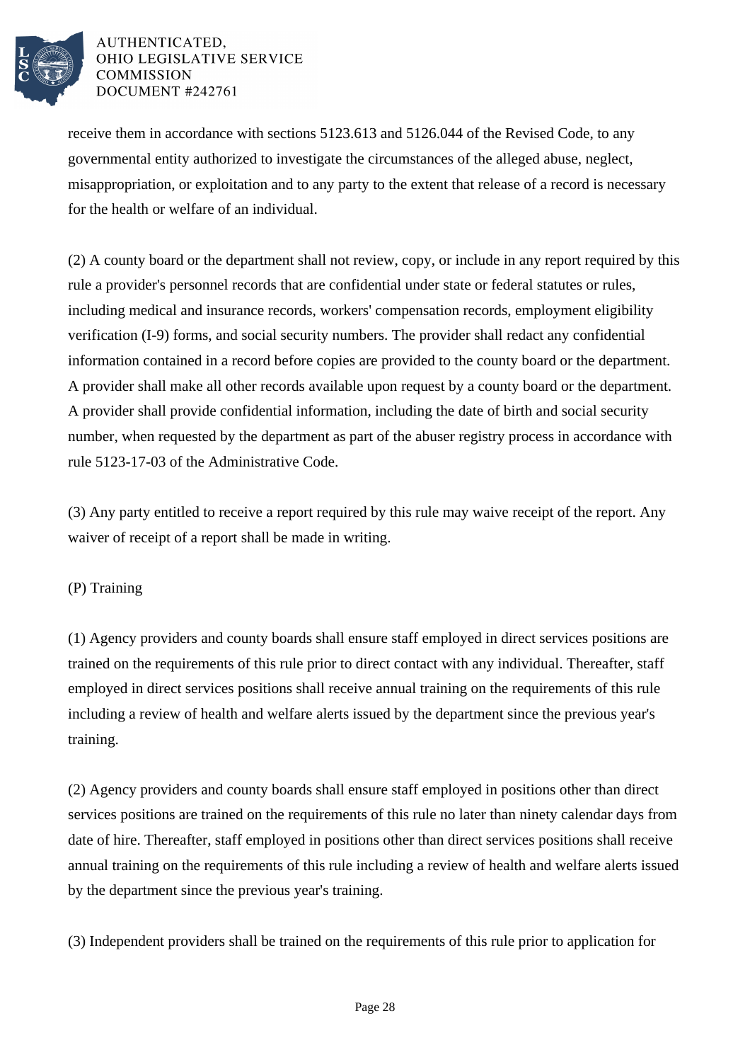receive them in accordance with sections 5123.613 and 5126.044 of the Revised Code, to any governmental entity authorized to investigate the circumstances of the alleged abuse, neglect, misappropriation, or exploitation and to any party to the extent that release of a record is necessary for the health or welfare of an individual.

(2) A county board or the department shall not review, copy, or include in any report required by this rule a provider's personnel records that are confidential under state or federal statutes or rules, including medical and insurance records, workers' compensation records, employment eligibility verification (I-9) forms, and social security numbers. The provider shall redact any confidential information contained in a record before copies are provided to the county board or the department. A provider shall make all other records available upon request by a county board or the department. A provider shall provide confidential information, including the date of birth and social security number, when requested by the department as part of the abuser registry process in accordance with rule 5123-17-03 of the Administrative Code.

(3) Any party entitled to receive a report required by this rule may waive receipt of the report. Any waiver of receipt of a report shall be made in writing.

(P) Training

(1) Agency providers and county boards shall ensure staff employed in direct services positions are trained on the requirements of this rule prior to direct contact with any individual. Thereafter, staff employed in direct services positions shall receive annual training on the requirements of this rule including a review of health and welfare alerts issued by the department since the previous year's training.

(2) Agency providers and county boards shall ensure staff employed in positions other than direct services positions are trained on the requirements of this rule no later than ninety calendar days from date of hire. Thereafter, staff employed in positions other than direct services positions shall receive annual training on the requirements of this rule including a review of health and welfare alerts issued by the department since the previous year's training.

(3) Independent providers shall be trained on the requirements of this rule prior to application for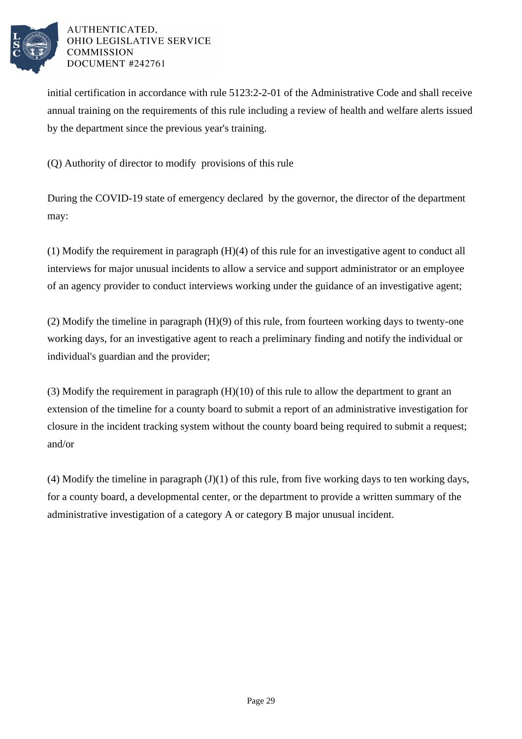initial certification in accordance with rule 5123:2-2-01 of the Administrative Code and shall receive annual training on the requirements of this rule including a review of health and welfare alerts issued by the department since the previous year's training.

(Q) Authority of director to modify provisions of this rule

During the COVID-19 state of emergency declared by the governor, the director of the department may:

(1) Modify the requirement in paragraph (H)(4) of this rule for an investigative agent to conduct all interviews for major unusual incidents to allow a service and support administrator or an employee of an agency provider to conduct interviews working under the guidance of an investigative agent;

(2) Modify the timeline in paragraph (H)(9) of this rule, from fourteen working days to twenty-one working days, for an investigative agent to reach a preliminary finding and notify the individual or individual's guardian and the provider;

(3) Modify the requirement in paragraph (H)(10) of this rule to allow the department to grant an extension of the timeline for a county board to submit a report of an administrative investigation for closure in the incident tracking system without the county board being required to submit a request; and/or

(4) Modify the timeline in paragraph (J)(1) of this rule, from five working days to ten working days, for a county board, a developmental center, or the department to provide a written summary of the administrative investigation of a category A or category B major unusual incident.